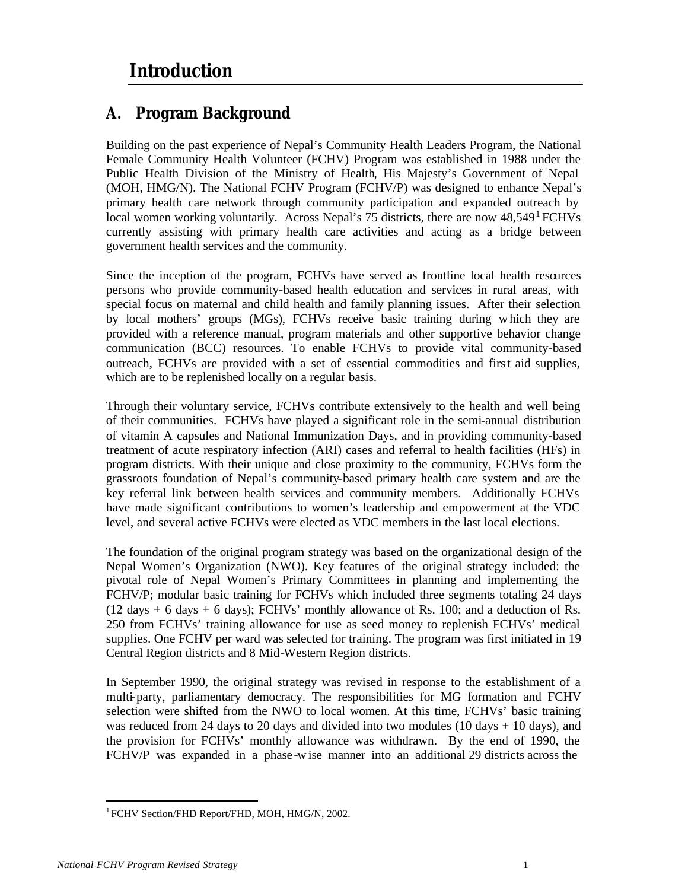# Introduction

## A. Program Background

Building on the past experience of Nepal's Community Health Leaders Program, the National Female Community Health Volunteer (FCHV) Program was established in 1988 under the Public Health Division of the Ministry of Health, His Majesty's Government of Nepal (MOH, HMG/N). The National FCHV Program (FCHV/P) was designed to enhance Nepal's primary health care network through community participation and expanded outreach by local women working voluntarily. Across Nepal's 75 districts, there are now 48,549[1] FCHVs currently assisting with primary health care activities and acting as a bridge between government health services and the community.

Since the inception of the program, FCHVs have served as frontline local health resources persons who provide community-based health education and services in rural areas, with special focus on maternal and child health and family planning issues. After their selection by local mothers' groups (MGs), FCHVs receive basic training during which they are provided with a reference manual, program materials and other supportive behavior change communication (BCC) resources. To enable FCHVs to provide vital community-based outreach, FCHVs are provided with a set of essential commodities and first aid supplies, which are to be replenished locally on a regular basis.

Through their voluntary service, FCHVs contribute extensively to the health and well being of their communities. FCHVs have played a significant role in the semi-annual distribution of vitamin A capsules and National Immunization Days, and in providing community-based treatment of acute respiratory infection (ARI) cases and referral to health facilities (HFs) in program districts. With their unique and close proximity to the community, FCHVs form the grassroots foundation of Nepal's community-based primary health care system and are the key referral link between health services and community members. Additionally FCHVs have made significant contributions to women's leadership and empowerment at the VDC level, and several active FCHVs were elected as VDC members in the last local elections.

The foundation of the original program strategy was based on the organizational design of the Nepal Women's Organization (NWO). Key features of the original strategy included: the pivotal role of Nepal Women's Primary Committees in planning and implementing the FCHV/P; modular basic training for FCHVs which included three segments totaling 24 days (12 days + 6 days + 6 days); FCHVs' monthly allowance of Rs. 100; and a deduction of Rs. 250 from FCHVs' training allowance for use as seed money to replenish FCHVs' medical supplies. One FCHV per ward was selected for training. The program was first initiated in 19 Central Region districts and 8 Mid-Western Region districts.

In September 1990, the original strategy was revised in response to the establishment of a multi-party, parliamentary democracy. The responsibilities for MG formation and FCHV selection were shifted from the NWO to local women. At this time, FCHVs' basic training was reduced from 24 days to 20 days and divided into two modules (10 days + 10 days), and the provision for FCHVs' monthly allowance was withdrawn. By the end of 1990, the FCHV/P was expanded in a phase-wise manner into an additional 29 districts across the

---

[1] FCHV Section/FHD Report/FHD, MOH, HMG/N, 2002.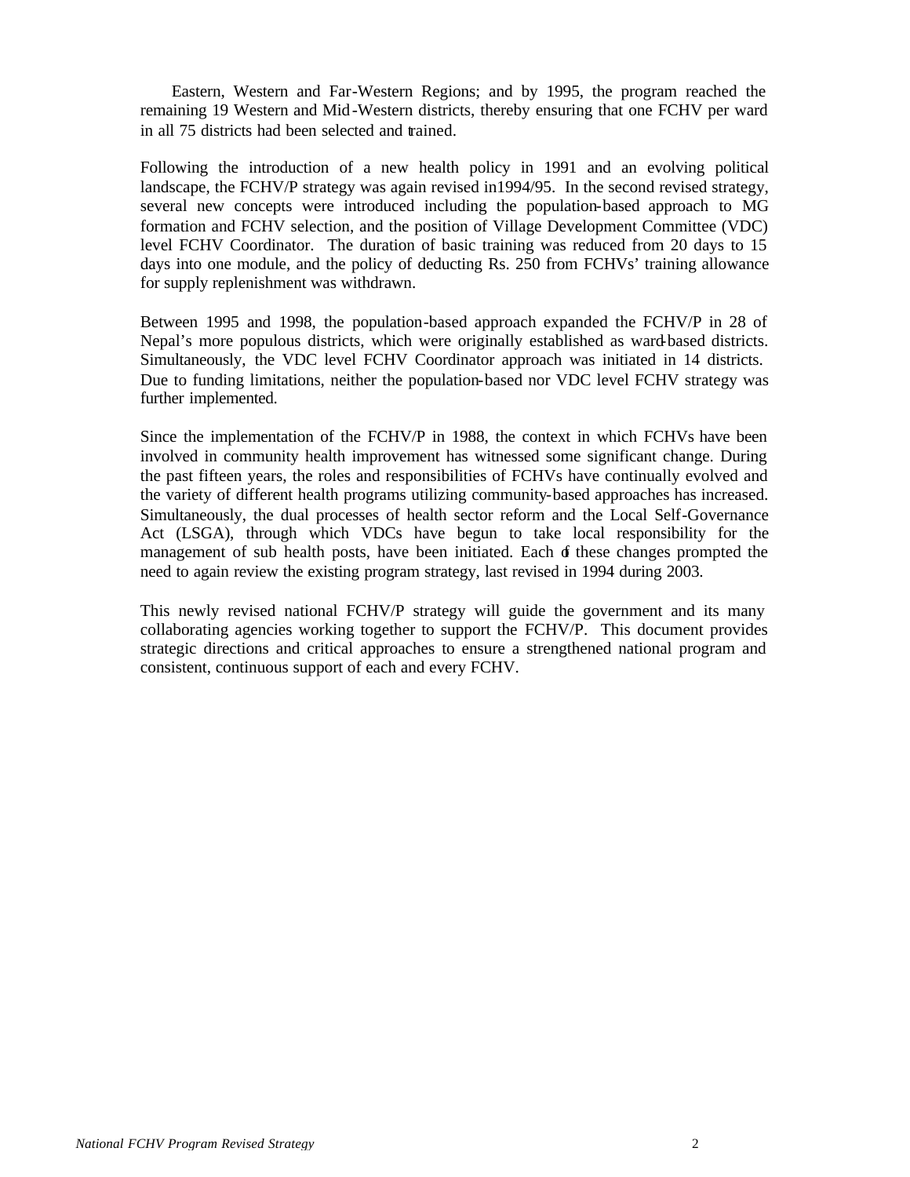Eastern, Western and Far-Western Regions; and by 1995, the program reached the remaining 19 Western and Mid-Western districts, thereby ensuring that one FCHV per ward in all 75 districts had been selected and trained.

Following the introduction of a new health policy in 1991 and an evolving political landscape, the FCHV/P strategy was again revised in1994/95. In the second revised strategy, several new concepts were introduced including the population-based approach to MG formation and FCHV selection, and the position of Village Development Committee (VDC) level FCHV Coordinator. The duration of basic training was reduced from 20 days to 15 days into one module, and the policy of deducting Rs. 250 from FCHVs' training allowance for supply replenishment was withdrawn.

Between 1995 and 1998, the population-based approach expanded the FCHV/P in 28 of Nepal's more populous districts, which were originally established as ward-based districts. Simultaneously, the VDC level FCHV Coordinator approach was initiated in 14 districts. Due to funding limitations, neither the population-based nor VDC level FCHV strategy was further implemented.

Since the implementation of the FCHV/P in 1988, the context in which FCHVs have been involved in community health improvement has witnessed some significant change. During the past fifteen years, the roles and responsibilities of FCHVs have continually evolved and the variety of different health programs utilizing community-based approaches has increased. Simultaneously, the dual processes of health sector reform and the Local Self-Governance Act (LSGA), through which VDCs have begun to take local responsibility for the management of sub health posts, have been initiated. Each of these changes prompted the need to again review the existing program strategy, last revised in 1994 during 2003.

This newly revised national FCHV/P strategy will guide the government and its many collaborating agencies working together to support the FCHV/P. This document provides strategic directions and critical approaches to ensure a strengthened national program and consistent, continuous support of each and every FCHV.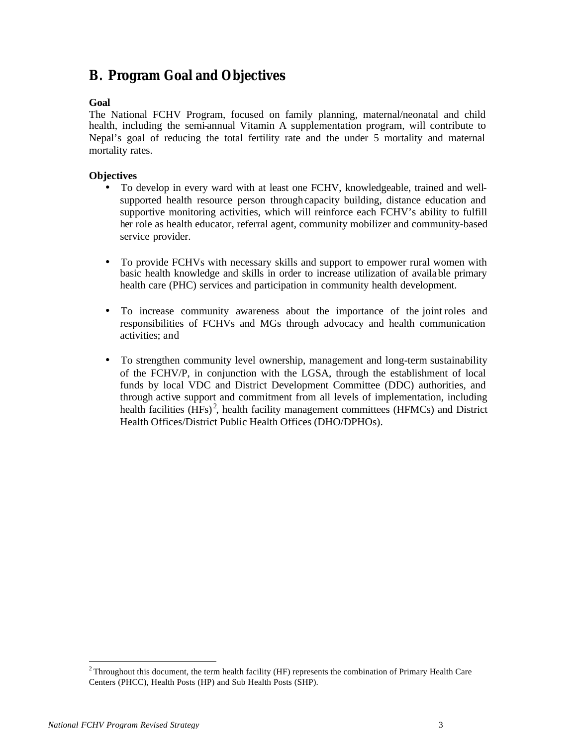## B. Program Goal and Objectives

**Goal**

The National FCHV Program, focused on family planning, maternal/neonatal and child health, including the semi-annual Vitamin A supplementation program, will contribute to Nepal's goal of reducing the total fertility rate and the under 5 mortality and maternal mortality rates.

**Objectives**

- To develop in every ward with at least one FCHV, knowledgeable, trained and well-supported health resource person through capacity building, distance education and supportive monitoring activities, which will reinforce each FCHV's ability to fulfill her role as health educator, referral agent, community mobilizer and community-based service provider.

- To provide FCHVs with necessary skills and support to empower rural women with basic health knowledge and skills in order to increase utilization of available primary health care (PHC) services and participation in community health development.

- To increase community awareness about the importance of the joint roles and responsibilities of FCHVs and MGs through advocacy and health communication activities; and

- To strengthen community level ownership, management and long-term sustainability of the FCHV/P, in conjunction with the LGSA, through the establishment of local funds by local VDC and District Development Committee (DDC) authorities, and through active support and commitment from all levels of implementation, including health facilities (HFs)[2], health facility management committees (HFMCs) and District Health Offices/District Public Health Offices (DHO/DPHOs).

[2] Throughout this document, the term health facility (HF) represents the combination of Primary Health Care Centers (PHCC), Health Posts (HP) and Sub Health Posts (SHP).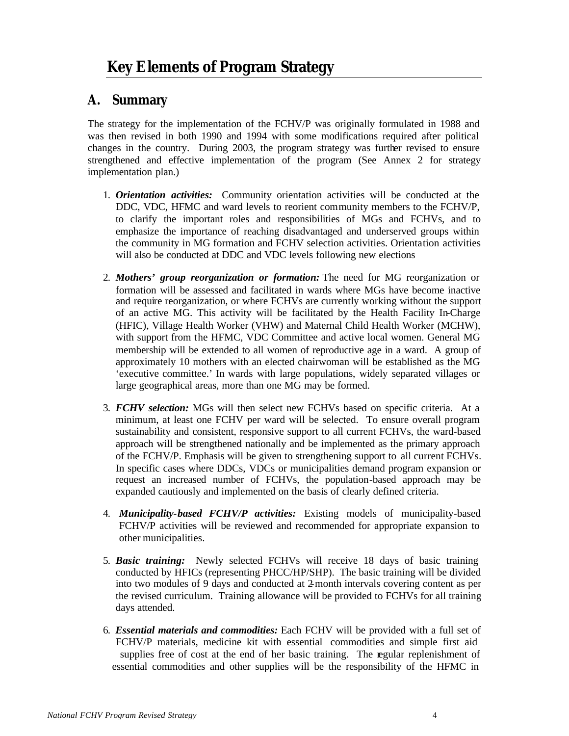# Key Elements of Program Strategy

## A. Summary

The strategy for the implementation of the FCHV/P was originally formulated in 1988 and was then revised in both 1990 and 1994 with some modifications required after political changes in the country. During 2003, the program strategy was further revised to ensure strengthened and effective implementation of the program (See Annex 2 for strategy implementation plan.)

1. ***Orientation activities:*** Community orientation activities will be conducted at the DDC, VDC, HFMC and ward levels to reorient community members to the FCHV/P, to clarify the important roles and responsibilities of MGs and FCHVs, and to emphasize the importance of reaching disadvantaged and underserved groups within the community in MG formation and FCHV selection activities. Orientation activities will also be conducted at DDC and VDC levels following new elections

2. ***Mothers' group reorganization or formation:*** The need for MG reorganization or formation will be assessed and facilitated in wards where MGs have become inactive and require reorganization, or where FCHVs are currently working without the support of an active MG. This activity will be facilitated by the Health Facility In-Charge (HFIC), Village Health Worker (VHW) and Maternal Child Health Worker (MCHW), with support from the HFMC, VDC Committee and active local women. General MG membership will be extended to all women of reproductive age in a ward. A group of approximately 10 mothers with an elected chairwoman will be established as the MG 'executive committee.' In wards with large populations, widely separated villages or large geographical areas, more than one MG may be formed.

3. ***FCHV selection:*** MGs will then select new FCHVs based on specific criteria. At a minimum, at least one FCHV per ward will be selected. To ensure overall program sustainability and consistent, responsive support to all current FCHVs, the ward-based approach will be strengthened nationally and be implemented as the primary approach of the FCHV/P. Emphasis will be given to strengthening support to all current FCHVs. In specific cases where DDCs, VDCs or municipalities demand program expansion or request an increased number of FCHVs, the population-based approach may be expanded cautiously and implemented on the basis of clearly defined criteria.

4. ***Municipality-based FCHV/P activities:*** Existing models of municipality-based FCHV/P activities will be reviewed and recommended for appropriate expansion to other municipalities.

5. ***Basic training:*** Newly selected FCHVs will receive 18 days of basic training conducted by HFICs (representing PHCC/HP/SHP). The basic training will be divided into two modules of 9 days and conducted at 2-month intervals covering content as per the revised curriculum. Training allowance will be provided to FCHVs for all training days attended.

6. ***Essential materials and commodities:*** Each FCHV will be provided with a full set of FCHV/P materials, medicine kit with essential commodities and simple first aid supplies free of cost at the end of her basic training. The regular replenishment of essential commodities and other supplies will be the responsibility of the HFMC in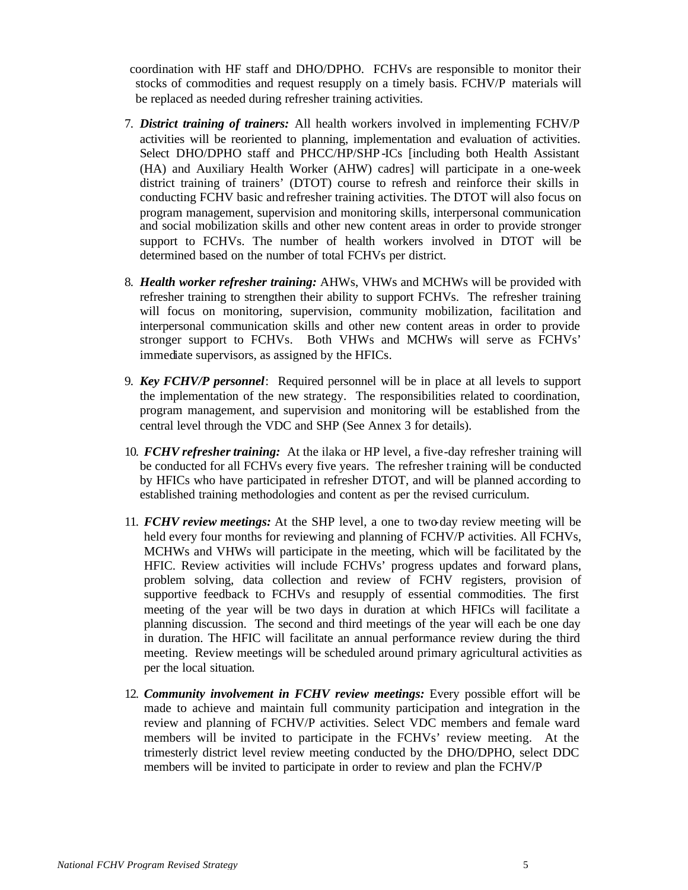coordination with HF staff and DHO/DPHO. FCHVs are responsible to monitor their stocks of commodities and request resupply on a timely basis. FCHV/P materials will be replaced as needed during refresher training activities.

7. ***District training of trainers:*** All health workers involved in implementing FCHV/P activities will be reoriented to planning, implementation and evaluation of activities. Select DHO/DPHO staff and PHCC/HP/SHP-ICs [including both Health Assistant (HA) and Auxiliary Health Worker (AHW) cadres] will participate in a one-week district training of trainers' (DTOT) course to refresh and reinforce their skills in conducting FCHV basic and refresher training activities. The DTOT will also focus on program management, supervision and monitoring skills, interpersonal communication and social mobilization skills and other new content areas in order to provide stronger support to FCHVs. The number of health workers involved in DTOT will be determined based on the number of total FCHVs per district.

8. ***Health worker refresher training:*** AHWs, VHWs and MCHWs will be provided with refresher training to strengthen their ability to support FCHVs. The refresher training will focus on monitoring, supervision, community mobilization, facilitation and interpersonal communication skills and other new content areas in order to provide stronger support to FCHVs. Both VHWs and MCHWs will serve as FCHVs' immediate supervisors, as assigned by the HFICs.

9. ***Key FCHV/P personnel***: Required personnel will be in place at all levels to support the implementation of the new strategy. The responsibilities related to coordination, program management, and supervision and monitoring will be established from the central level through the VDC and SHP (See Annex 3 for details).

10. ***FCHV refresher training:*** At the ilaka or HP level, a five-day refresher training will be conducted for all FCHVs every five years. The refresher training will be conducted by HFICs who have participated in refresher DTOT, and will be planned according to established training methodologies and content as per the revised curriculum.

11. ***FCHV review meetings:*** At the SHP level, a one to two-day review meeting will be held every four months for reviewing and planning of FCHV/P activities. All FCHVs, MCHWs and VHWs will participate in the meeting, which will be facilitated by the HFIC. Review activities will include FCHVs' progress updates and forward plans, problem solving, data collection and review of FCHV registers, provision of supportive feedback to FCHVs and resupply of essential commodities. The first meeting of the year will be two days in duration at which HFICs will facilitate a planning discussion. The second and third meetings of the year will each be one day in duration. The HFIC will facilitate an annual performance review during the third meeting. Review meetings will be scheduled around primary agricultural activities as per the local situation.

12. ***Community involvement in FCHV review meetings:*** Every possible effort will be made to achieve and maintain full community participation and integration in the review and planning of FCHV/P activities. Select VDC members and female ward members will be invited to participate in the FCHVs' review meeting. At the trimesterly district level review meeting conducted by the DHO/DPHO, select DDC members will be invited to participate in order to review and plan the FCHV/P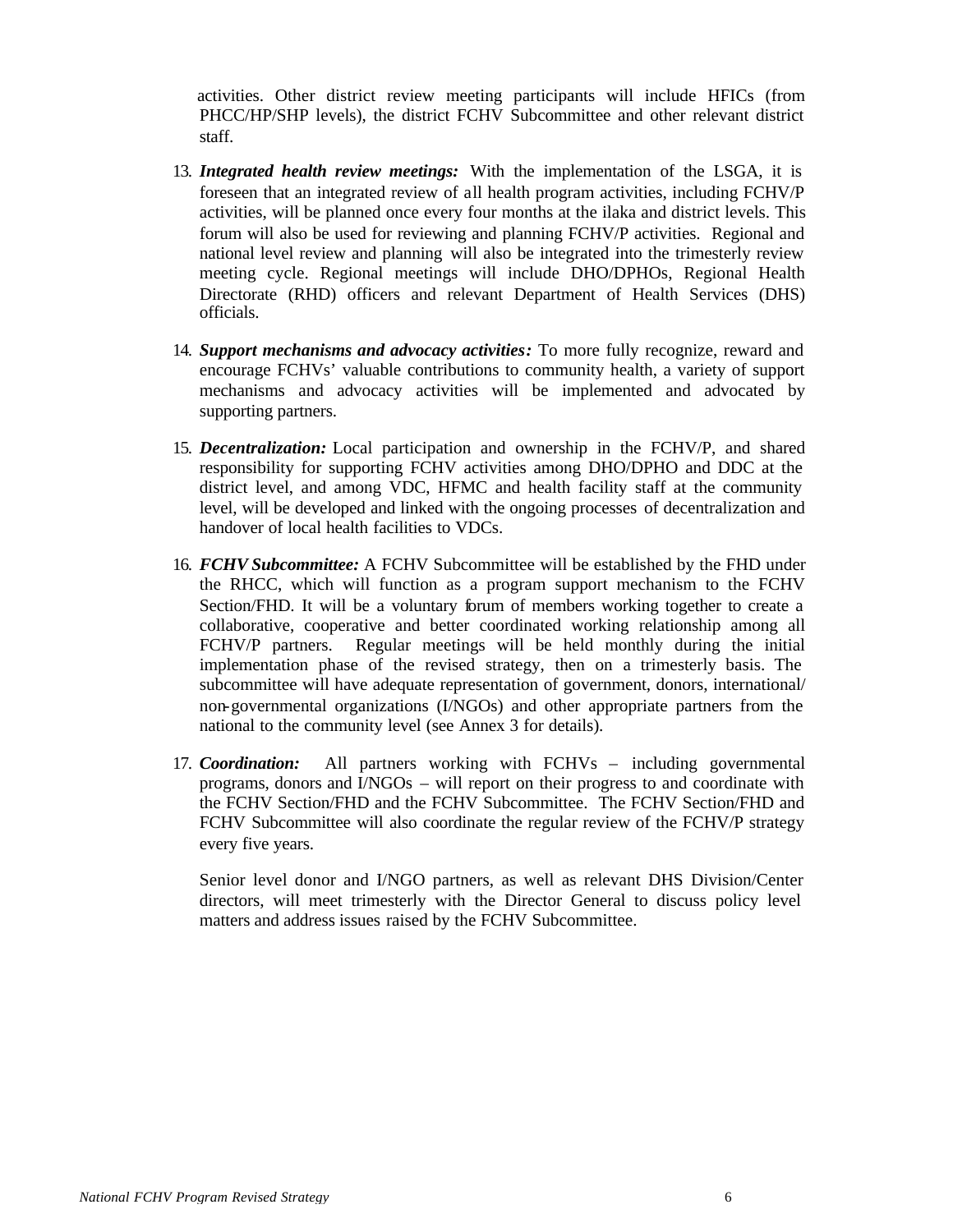activities. Other district review meeting participants will include HFICs (from PHCC/HP/SHP levels), the district FCHV Subcommittee and other relevant district staff.

13. ***Integrated health review meetings:*** With the implementation of the LSGA, it is foreseen that an integrated review of all health program activities, including FCHV/P activities, will be planned once every four months at the ilaka and district levels. This forum will also be used for reviewing and planning FCHV/P activities. Regional and national level review and planning will also be integrated into the trimesterly review meeting cycle. Regional meetings will include DHO/DPHOs, Regional Health Directorate (RHD) officers and relevant Department of Health Services (DHS) officials.

14. ***Support mechanisms and advocacy activities:*** To more fully recognize, reward and encourage FCHVs' valuable contributions to community health, a variety of support mechanisms and advocacy activities will be implemented and advocated by supporting partners.

15. ***Decentralization:*** Local participation and ownership in the FCHV/P, and shared responsibility for supporting FCHV activities among DHO/DPHO and DDC at the district level, and among VDC, HFMC and health facility staff at the community level, will be developed and linked with the ongoing processes of decentralization and handover of local health facilities to VDCs.

16. ***FCHV Subcommittee:*** A FCHV Subcommittee will be established by the FHD under the RHCC, which will function as a program support mechanism to the FCHV Section/FHD. It will be a voluntary forum of members working together to create a collaborative, cooperative and better coordinated working relationship among all FCHV/P partners. Regular meetings will be held monthly during the initial implementation phase of the revised strategy, then on a trimesterly basis. The subcommittee will have adequate representation of government, donors, international/ non-governmental organizations (I/NGOs) and other appropriate partners from the national to the community level (see Annex 3 for details).

17. ***Coordination:*** All partners working with FCHVs – including governmental programs, donors and I/NGOs – will report on their progress to and coordinate with the FCHV Section/FHD and the FCHV Subcommittee. The FCHV Section/FHD and FCHV Subcommittee will also coordinate the regular review of the FCHV/P strategy every five years.

    Senior level donor and I/NGO partners, as well as relevant DHS Division/Center directors, will meet trimesterly with the Director General to discuss policy level matters and address issues raised by the FCHV Subcommittee.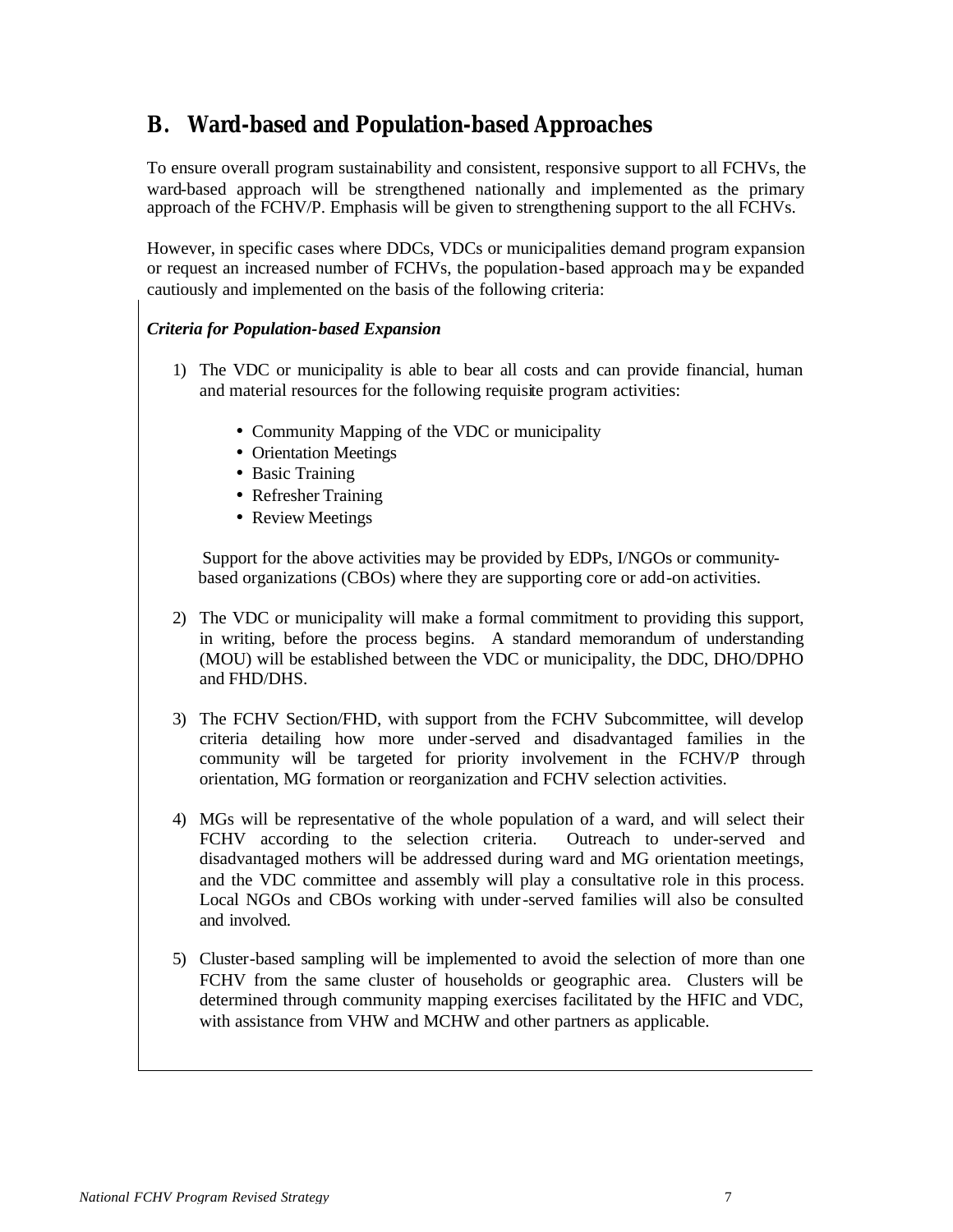## B. Ward-based and Population-based Approaches

To ensure overall program sustainability and consistent, responsive support to all FCHVs, the ward-based approach will be strengthened nationally and implemented as the primary approach of the FCHV/P. Emphasis will be given to strengthening support to the all FCHVs.

However, in specific cases where DDCs, VDCs or municipalities demand program expansion or request an increased number of FCHVs, the population-based approach may be expanded cautiously and implemented on the basis of the following criteria:

***Criteria for Population-based Expansion***

1) The VDC or municipality is able to bear all costs and can provide financial, human and material resources for the following requisite program activities:

   - Community Mapping of the VDC or municipality
   - Orientation Meetings
   - Basic Training
   - Refresher Training
   - Review Meetings

   Support for the above activities may be provided by EDPs, I/NGOs or community-based organizations (CBOs) where they are supporting core or add-on activities.

2) The VDC or municipality will make a formal commitment to providing this support, in writing, before the process begins. A standard memorandum of understanding (MOU) will be established between the VDC or municipality, the DDC, DHO/DPHO and FHD/DHS.

3) The FCHV Section/FHD, with support from the FCHV Subcommittee, will develop criteria detailing how more under-served and disadvantaged families in the community will be targeted for priority involvement in the FCHV/P through orientation, MG formation or reorganization and FCHV selection activities.

4) MGs will be representative of the whole population of a ward, and will select their FCHV according to the selection criteria. Outreach to under-served and disadvantaged mothers will be addressed during ward and MG orientation meetings, and the VDC committee and assembly will play a consultative role in this process. Local NGOs and CBOs working with under-served families will also be consulted and involved.

5) Cluster-based sampling will be implemented to avoid the selection of more than one FCHV from the same cluster of households or geographic area. Clusters will be determined through community mapping exercises facilitated by the HFIC and VDC, with assistance from VHW and MCHW and other partners as applicable.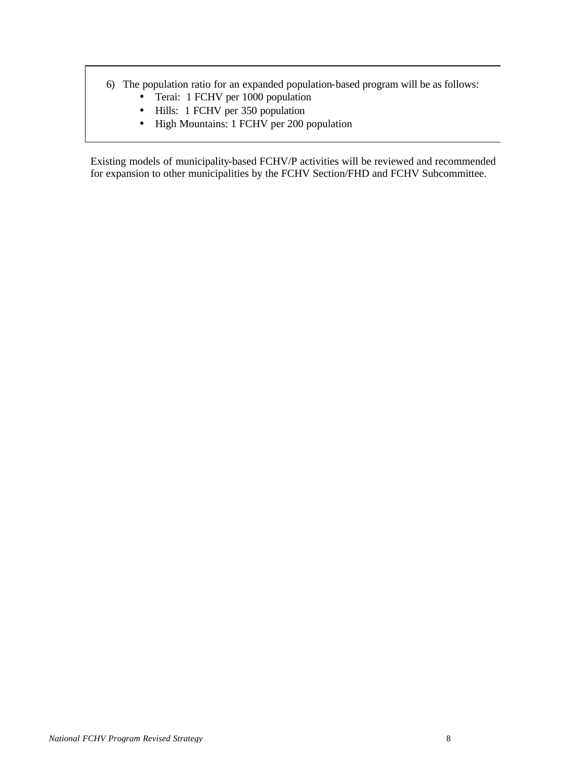6) The population ratio for an expanded population-based program will be as follows:
    - Terai: 1 FCHV per 1000 population
    - Hills: 1 FCHV per 350 population
    - High Mountains: 1 FCHV per 200 population

Existing models of municipality-based FCHV/P activities will be reviewed and recommended for expansion to other municipalities by the FCHV Section/FHD and FCHV Subcommittee.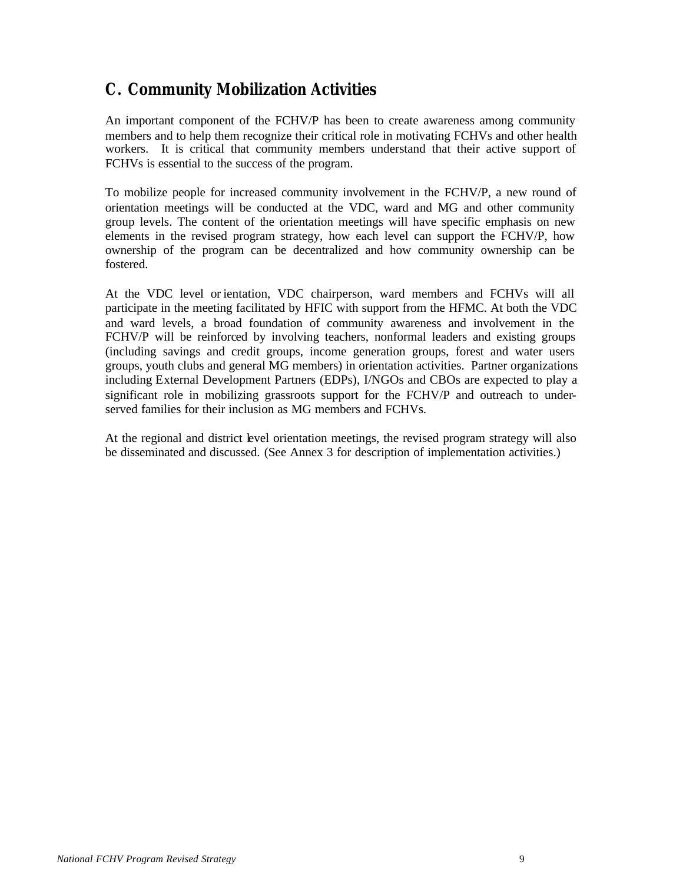## C. Community Mobilization Activities

An important component of the FCHV/P has been to create awareness among community members and to help them recognize their critical role in motivating FCHVs and other health workers. It is critical that community members understand that their active support of FCHVs is essential to the success of the program.

To mobilize people for increased community involvement in the FCHV/P, a new round of orientation meetings will be conducted at the VDC, ward and MG and other community group levels. The content of the orientation meetings will have specific emphasis on new elements in the revised program strategy, how each level can support the FCHV/P, how ownership of the program can be decentralized and how community ownership can be fostered.

At the VDC level orientation, VDC chairperson, ward members and FCHVs will all participate in the meeting facilitated by HFIC with support from the HFMC. At both the VDC and ward levels, a broad foundation of community awareness and involvement in the FCHV/P will be reinforced by involving teachers, nonformal leaders and existing groups (including savings and credit groups, income generation groups, forest and water users groups, youth clubs and general MG members) in orientation activities. Partner organizations including External Development Partners (EDPs), I/NGOs and CBOs are expected to play a significant role in mobilizing grassroots support for the FCHV/P and outreach to under-served families for their inclusion as MG members and FCHVs.

At the regional and district level orientation meetings, the revised program strategy will also be disseminated and discussed. (See Annex 3 for description of implementation activities.)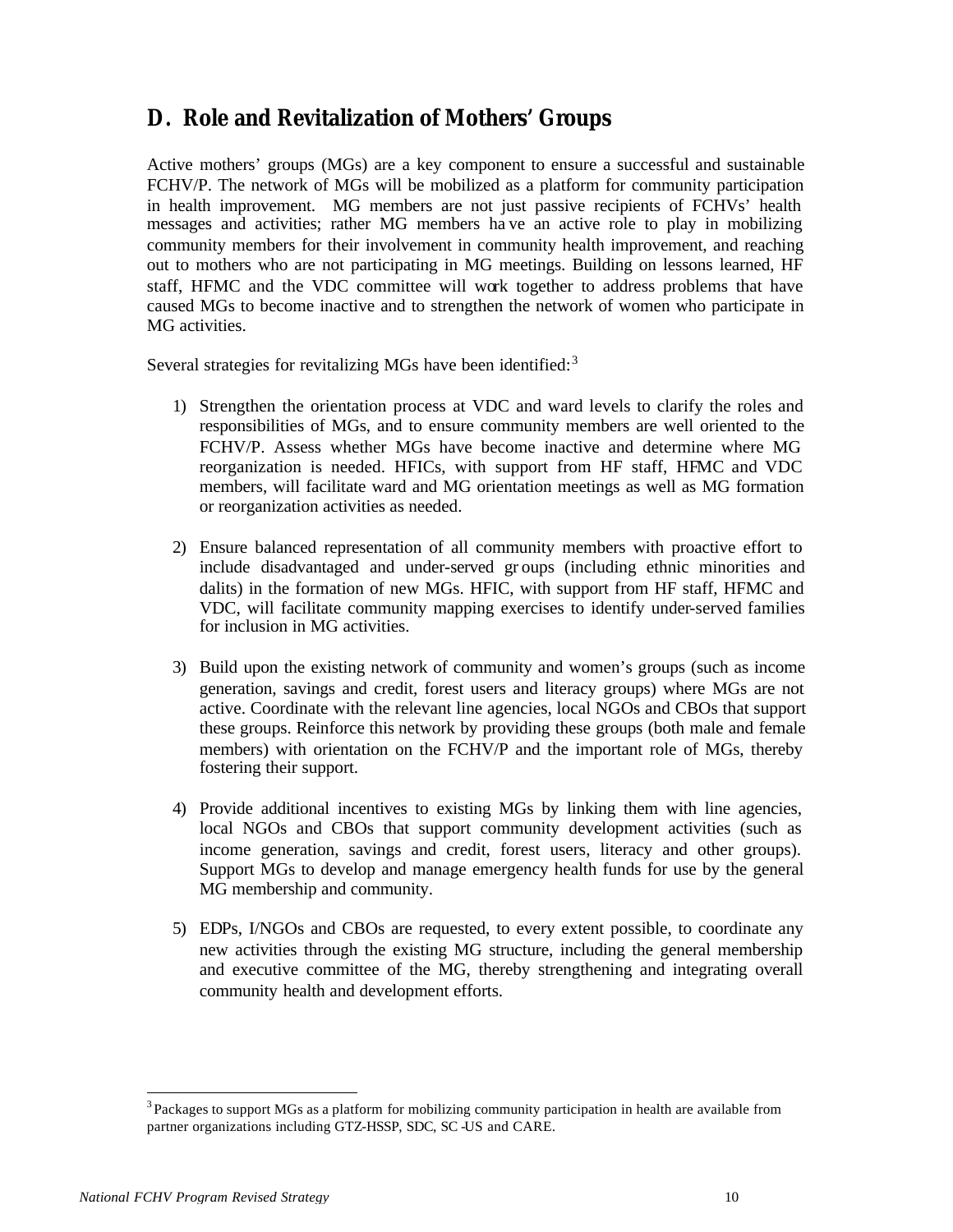## D. Role and Revitalization of Mothers' Groups

Active mothers' groups (MGs) are a key component to ensure a successful and sustainable FCHV/P. The network of MGs will be mobilized as a platform for community participation in health improvement. MG members are not just passive recipients of FCHVs' health messages and activities; rather MG members have an active role to play in mobilizing community members for their involvement in community health improvement, and reaching out to mothers who are not participating in MG meetings. Building on lessons learned, HF staff, HFMC and the VDC committee will work together to address problems that have caused MGs to become inactive and to strengthen the network of women who participate in MG activities.

Several strategies for revitalizing MGs have been identified:[3]

1) Strengthen the orientation process at VDC and ward levels to clarify the roles and responsibilities of MGs, and to ensure community members are well oriented to the FCHV/P. Assess whether MGs have become inactive and determine where MG reorganization is needed. HFICs, with support from HF staff, HFMC and VDC members, will facilitate ward and MG orientation meetings as well as MG formation or reorganization activities as needed.

2) Ensure balanced representation of all community members with proactive effort to include disadvantaged and under-served groups (including ethnic minorities and dalits) in the formation of new MGs. HFIC, with support from HF staff, HFMC and VDC, will facilitate community mapping exercises to identify under-served families for inclusion in MG activities.

3) Build upon the existing network of community and women's groups (such as income generation, savings and credit, forest users and literacy groups) where MGs are not active. Coordinate with the relevant line agencies, local NGOs and CBOs that support these groups. Reinforce this network by providing these groups (both male and female members) with orientation on the FCHV/P and the important role of MGs, thereby fostering their support.

4) Provide additional incentives to existing MGs by linking them with line agencies, local NGOs and CBOs that support community development activities (such as income generation, savings and credit, forest users, literacy and other groups). Support MGs to develop and manage emergency health funds for use by the general MG membership and community.

5) EDPs, I/NGOs and CBOs are requested, to every extent possible, to coordinate any new activities through the existing MG structure, including the general membership and executive committee of the MG, thereby strengthening and integrating overall community health and development efforts.

---

[3] Packages to support MGs as a platform for mobilizing community participation in health are available from partner organizations including GTZ-HSSP, SDC, SC-US and CARE.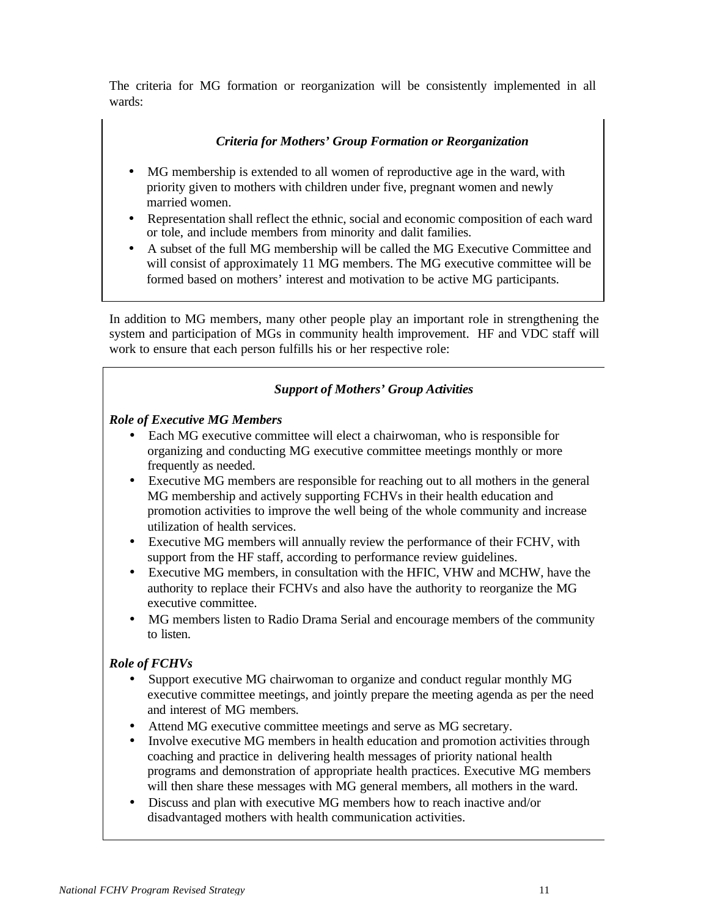The criteria for MG formation or reorganization will be consistently implemented in all wards:

***Criteria for Mothers' Group Formation or Reorganization***

- MG membership is extended to all women of reproductive age in the ward, with priority given to mothers with children under five, pregnant women and newly married women.
- Representation shall reflect the ethnic, social and economic composition of each ward or tole, and include members from minority and dalit families.
- A subset of the full MG membership will be called the MG Executive Committee and will consist of approximately 11 MG members. The MG executive committee will be formed based on mothers' interest and motivation to be active MG participants.

In addition to MG members, many other people play an important role in strengthening the system and participation of MGs in community health improvement. HF and VDC staff will work to ensure that each person fulfills his or her respective role:

***Support of Mothers' Group Activities***

***Role of Executive MG Members***

- Each MG executive committee will elect a chairwoman, who is responsible for organizing and conducting MG executive committee meetings monthly or more frequently as needed.
- Executive MG members are responsible for reaching out to all mothers in the general MG membership and actively supporting FCHVs in their health education and promotion activities to improve the well being of the whole community and increase utilization of health services.
- Executive MG members will annually review the performance of their FCHV, with support from the HF staff, according to performance review guidelines.
- Executive MG members, in consultation with the HFIC, VHW and MCHW, have the authority to replace their FCHVs and also have the authority to reorganize the MG executive committee.
- MG members listen to Radio Drama Serial and encourage members of the community to listen.

***Role of FCHVs***

- Support executive MG chairwoman to organize and conduct regular monthly MG executive committee meetings, and jointly prepare the meeting agenda as per the need and interest of MG members.
- Attend MG executive committee meetings and serve as MG secretary.
- Involve executive MG members in health education and promotion activities through coaching and practice in delivering health messages of priority national health programs and demonstration of appropriate health practices. Executive MG members will then share these messages with MG general members, all mothers in the ward.
- Discuss and plan with executive MG members how to reach inactive and/or disadvantaged mothers with health communication activities.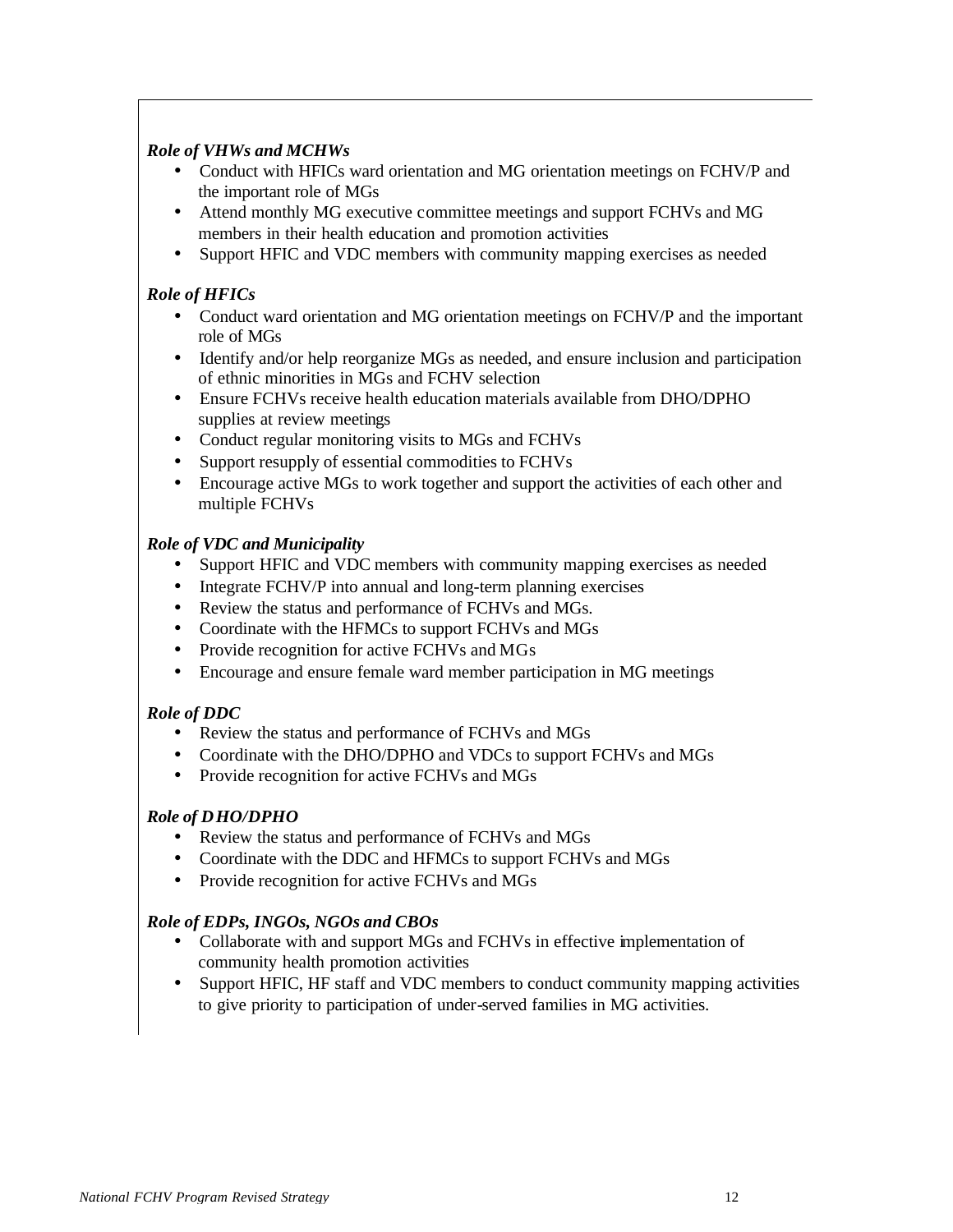***Role of VHWs and MCHWs***

- Conduct with HFICs ward orientation and MG orientation meetings on FCHV/P and the important role of MGs
- Attend monthly MG executive committee meetings and support FCHVs and MG members in their health education and promotion activities
- Support HFIC and VDC members with community mapping exercises as needed

***Role of HFICs***

- Conduct ward orientation and MG orientation meetings on FCHV/P and the important role of MGs
- Identify and/or help reorganize MGs as needed, and ensure inclusion and participation of ethnic minorities in MGs and FCHV selection
- Ensure FCHVs receive health education materials available from DHO/DPHO supplies at review meetings
- Conduct regular monitoring visits to MGs and FCHVs
- Support resupply of essential commodities to FCHVs
- Encourage active MGs to work together and support the activities of each other and multiple FCHVs

***Role of VDC and Municipality***

- Support HFIC and VDC members with community mapping exercises as needed
- Integrate FCHV/P into annual and long-term planning exercises
- Review the status and performance of FCHVs and MGs.
- Coordinate with the HFMCs to support FCHVs and MGs
- Provide recognition for active FCHVs and MGs
- Encourage and ensure female ward member participation in MG meetings

***Role of DDC***

- Review the status and performance of FCHVs and MGs
- Coordinate with the DHO/DPHO and VDCs to support FCHVs and MGs
- Provide recognition for active FCHVs and MGs

***Role of DHO/DPHO***

- Review the status and performance of FCHVs and MGs
- Coordinate with the DDC and HFMCs to support FCHVs and MGs
- Provide recognition for active FCHVs and MGs

***Role of EDPs, INGOs, NGOs and CBOs***

- Collaborate with and support MGs and FCHVs in effective implementation of community health promotion activities
- Support HFIC, HF staff and VDC members to conduct community mapping activities to give priority to participation of under-served families in MG activities.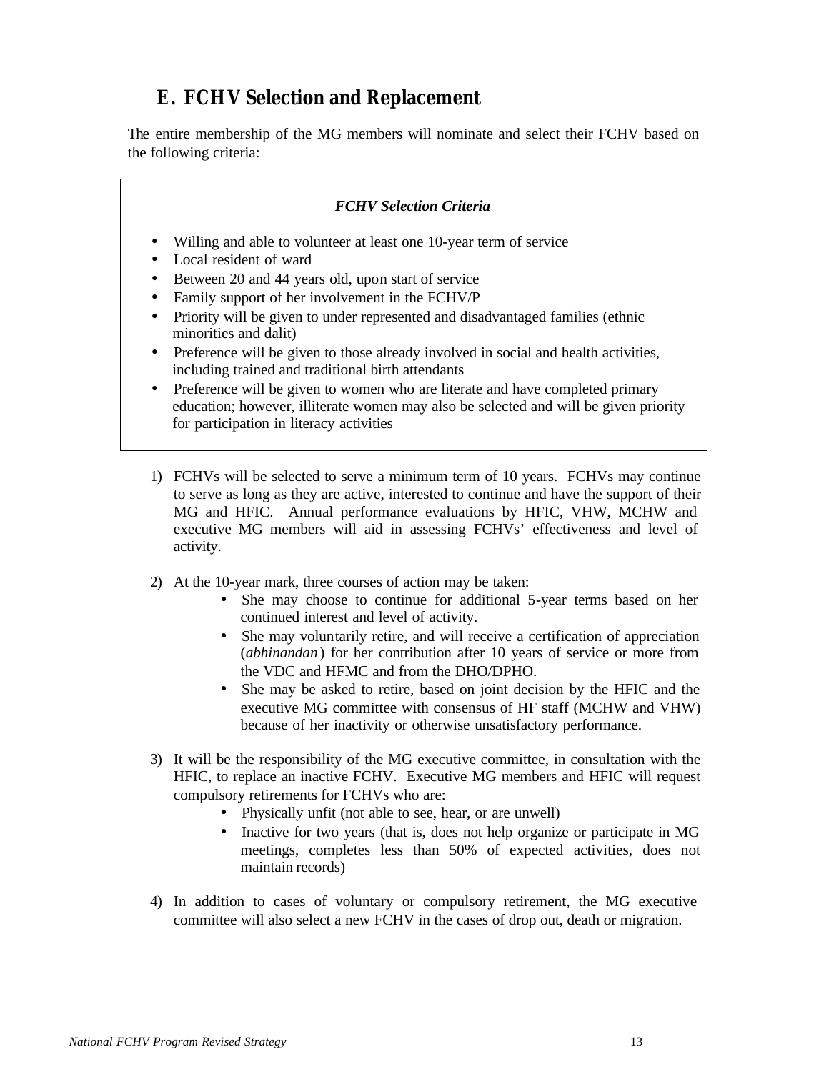## E. FCHV Selection and Replacement

The entire membership of the MG members will nominate and select their FCHV based on the following criteria:

***FCHV Selection Criteria***

- Willing and able to volunteer at least one 10-year term of service
- Local resident of ward
- Between 20 and 44 years old, upon start of service
- Family support of her involvement in the FCHV/P
- Priority will be given to under represented and disadvantaged families (ethnic minorities and dalit)
- Preference will be given to those already involved in social and health activities, including trained and traditional birth attendants
- Preference will be given to women who are literate and have completed primary education; however, illiterate women may also be selected and will be given priority for participation in literacy activities

1) FCHVs will be selected to serve a minimum term of 10 years. FCHVs may continue to serve as long as they are active, interested to continue and have the support of their MG and HFIC. Annual performance evaluations by HFIC, VHW, MCHW and executive MG members will aid in assessing FCHVs' effectiveness and level of activity.

2) At the 10-year mark, three courses of action may be taken:
    - She may choose to continue for additional 5-year terms based on her continued interest and level of activity.
    - She may voluntarily retire, and will receive a certification of appreciation (*abhinandan*) for her contribution after 10 years of service or more from the VDC and HFMC and from the DHO/DPHO.
    - She may be asked to retire, based on joint decision by the HFIC and the executive MG committee with consensus of HF staff (MCHW and VHW) because of her inactivity or otherwise unsatisfactory performance.

3) It will be the responsibility of the MG executive committee, in consultation with the HFIC, to replace an inactive FCHV. Executive MG members and HFIC will request compulsory retirements for FCHVs who are:
    - Physically unfit (not able to see, hear, or are unwell)
    - Inactive for two years (that is, does not help organize or participate in MG meetings, completes less than 50% of expected activities, does not maintain records)

4) In addition to cases of voluntary or compulsory retirement, the MG executive committee will also select a new FCHV in the cases of drop out, death or migration.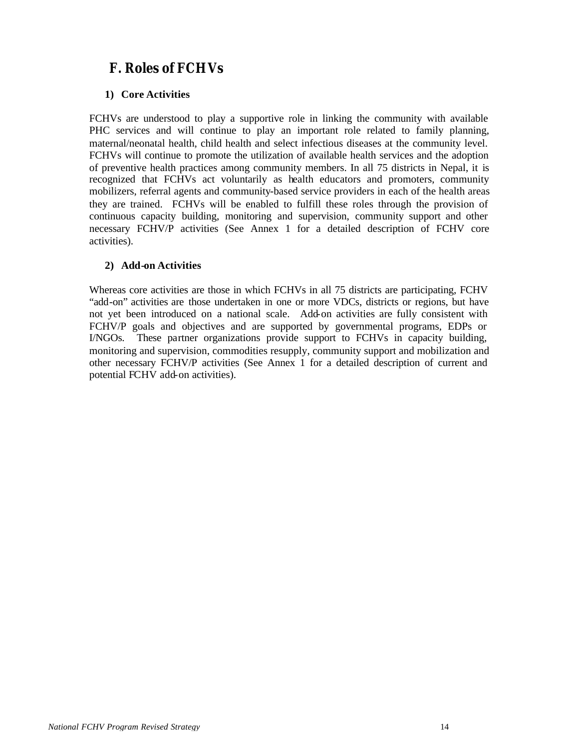## F. Roles of FCHVs

### 1) Core Activities

FCHVs are understood to play a supportive role in linking the community with available PHC services and will continue to play an important role related to family planning, maternal/neonatal health, child health and select infectious diseases at the community level. FCHVs will continue to promote the utilization of available health services and the adoption of preventive health practices among community members. In all 75 districts in Nepal, it is recognized that FCHVs act voluntarily as health educators and promoters, community mobilizers, referral agents and community-based service providers in each of the health areas they are trained. FCHVs will be enabled to fulfill these roles through the provision of continuous capacity building, monitoring and supervision, community support and other necessary FCHV/P activities (See Annex 1 for a detailed description of FCHV core activities).

### 2) Add-on Activities

Whereas core activities are those in which FCHVs in all 75 districts are participating, FCHV "add-on" activities are those undertaken in one or more VDCs, districts or regions, but have not yet been introduced on a national scale. Add-on activities are fully consistent with FCHV/P goals and objectives and are supported by governmental programs, EDPs or I/NGOs. These partner organizations provide support to FCHVs in capacity building, monitoring and supervision, commodities resupply, community support and mobilization and other necessary FCHV/P activities (See Annex 1 for a detailed description of current and potential FCHV add-on activities).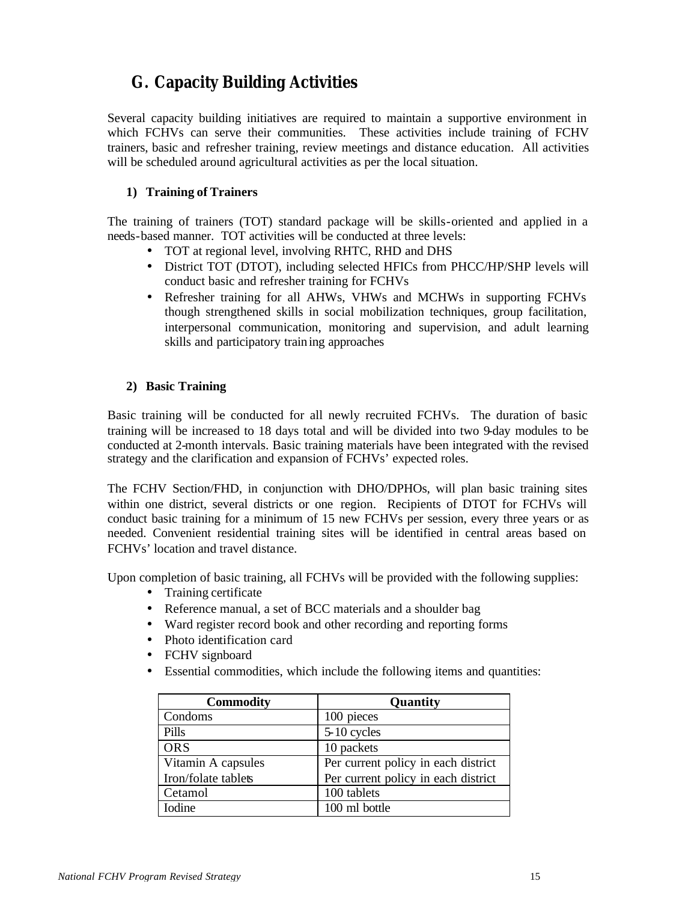## G. Capacity Building Activities

Several capacity building initiatives are required to maintain a supportive environment in which FCHVs can serve their communities. These activities include training of FCHV trainers, basic and refresher training, review meetings and distance education. All activities will be scheduled around agricultural activities as per the local situation.

### 1) Training of Trainers

The training of trainers (TOT) standard package will be skills-oriented and applied in a needs-based manner. TOT activities will be conducted at three levels:

- TOT at regional level, involving RHTC, RHD and DHS
- District TOT (DTOT), including selected HFICs from PHCC/HP/SHP levels will conduct basic and refresher training for FCHVs
- Refresher training for all AHWs, VHWs and MCHWs in supporting FCHVs though strengthened skills in social mobilization techniques, group facilitation, interpersonal communication, monitoring and supervision, and adult learning skills and participatory training approaches

### 2) Basic Training

Basic training will be conducted for all newly recruited FCHVs. The duration of basic training will be increased to 18 days total and will be divided into two 9-day modules to be conducted at 2-month intervals. Basic training materials have been integrated with the revised strategy and the clarification and expansion of FCHVs' expected roles.

The FCHV Section/FHD, in conjunction with DHO/DPHOs, will plan basic training sites within one district, several districts or one region. Recipients of DTOT for FCHVs will conduct basic training for a minimum of 15 new FCHVs per session, every three years or as needed. Convenient residential training sites will be identified in central areas based on FCHVs' location and travel distance.

Upon completion of basic training, all FCHVs will be provided with the following supplies:

- Training certificate
- Reference manual, a set of BCC materials and a shoulder bag
- Ward register record book and other recording and reporting forms
- Photo identification card
- FCHV signboard
- Essential commodities, which include the following items and quantities:

| Commodity | Quantity |
|---|---|
| Condoms | 100 pieces |
| Pills | 5-10 cycles |
| ORS | 10 packets |
| Vitamin A capsules | Per current policy in each district |
| Iron/folate tablets | Per current policy in each district |
| Cetamol | 100 tablets |
| Iodine | 100 ml bottle |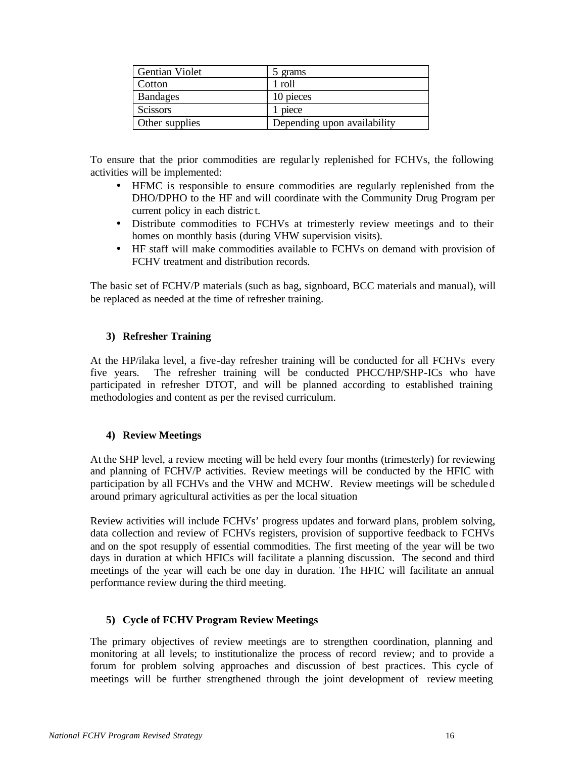| Gentian Violet | 5 grams |
|---|---|
| Cotton | 1 roll |
| Bandages | 10 pieces |
| Scissors | 1 piece |
| Other supplies | Depending upon availability |

To ensure that the prior commodities are regularly replenished for FCHVs, the following activities will be implemented:

- HFMC is responsible to ensure commodities are regularly replenished from the DHO/DPHO to the HF and will coordinate with the Community Drug Program per current policy in each district.
- Distribute commodities to FCHVs at trimesterly review meetings and to their homes on monthly basis (during VHW supervision visits).
- HF staff will make commodities available to FCHVs on demand with provision of FCHV treatment and distribution records.

The basic set of FCHV/P materials (such as bag, signboard, BCC materials and manual), will be replaced as needed at the time of refresher training.

### 3) Refresher Training

At the HP/ilaka level, a five-day refresher training will be conducted for all FCHVs every five years. The refresher training will be conducted PHCC/HP/SHP-ICs who have participated in refresher DTOT, and will be planned according to established training methodologies and content as per the revised curriculum.

### 4) Review Meetings

At the SHP level, a review meeting will be held every four months (trimesterly) for reviewing and planning of FCHV/P activities. Review meetings will be conducted by the HFIC with participation by all FCHVs and the VHW and MCHW. Review meetings will be scheduled around primary agricultural activities as per the local situation

Review activities will include FCHVs' progress updates and forward plans, problem solving, data collection and review of FCHVs registers, provision of supportive feedback to FCHVs and on the spot resupply of essential commodities. The first meeting of the year will be two days in duration at which HFICs will facilitate a planning discussion. The second and third meetings of the year will each be one day in duration. The HFIC will facilitate an annual performance review during the third meeting.

### 5) Cycle of FCHV Program Review Meetings

The primary objectives of review meetings are to strengthen coordination, planning and monitoring at all levels; to institutionalize the process of record review; and to provide a forum for problem solving approaches and discussion of best practices. This cycle of meetings will be further strengthened through the joint development of review meeting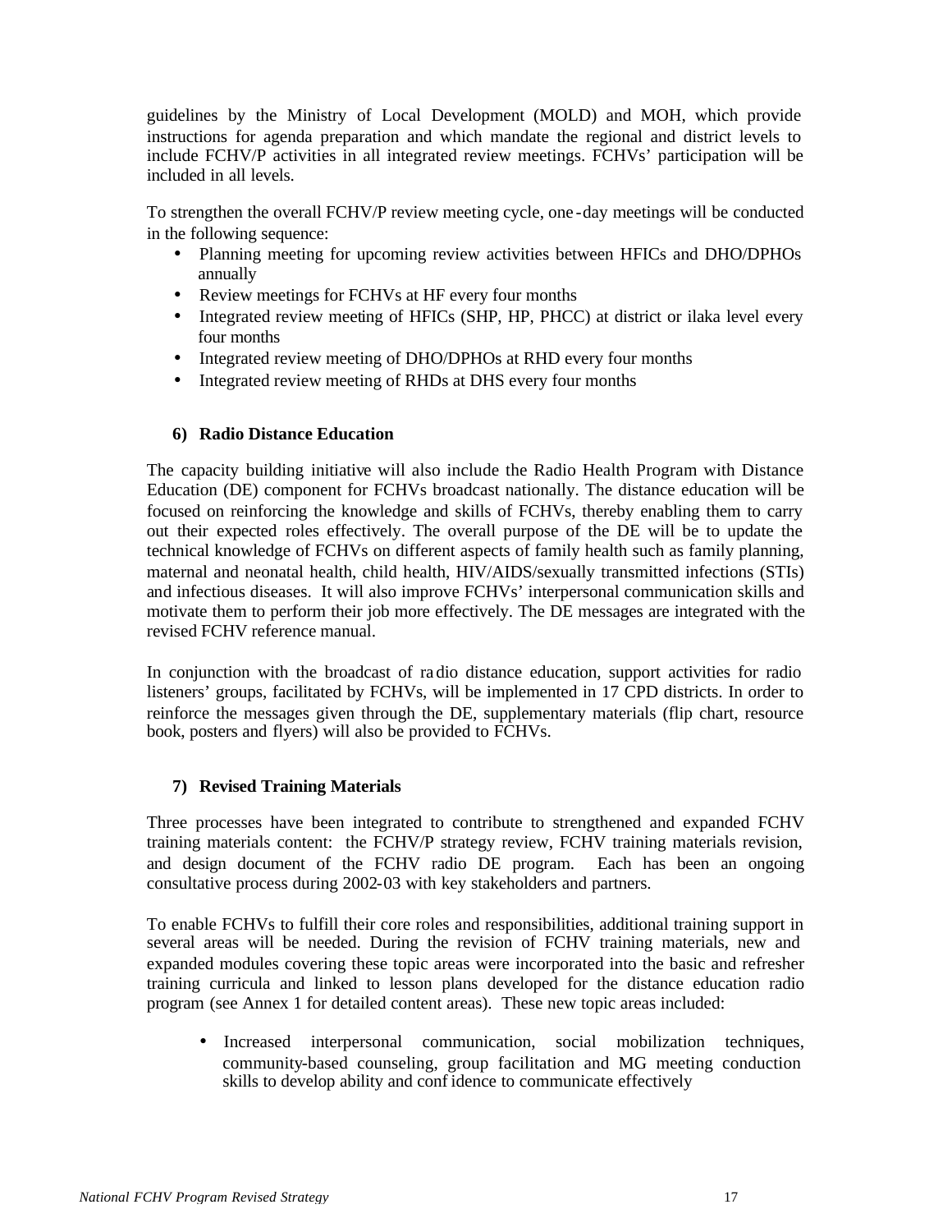guidelines by the Ministry of Local Development (MOLD) and MOH, which provide instructions for agenda preparation and which mandate the regional and district levels to include FCHV/P activities in all integrated review meetings. FCHVs' participation will be included in all levels.

To strengthen the overall FCHV/P review meeting cycle, one-day meetings will be conducted in the following sequence:

- Planning meeting for upcoming review activities between HFICs and DHO/DPHOs annually
- Review meetings for FCHVs at HF every four months
- Integrated review meeting of HFICs (SHP, HP, PHCC) at district or ilaka level every four months
- Integrated review meeting of DHO/DPHOs at RHD every four months
- Integrated review meeting of RHDs at DHS every four months

### 6) Radio Distance Education

The capacity building initiative will also include the Radio Health Program with Distance Education (DE) component for FCHVs broadcast nationally. The distance education will be focused on reinforcing the knowledge and skills of FCHVs, thereby enabling them to carry out their expected roles effectively. The overall purpose of the DE will be to update the technical knowledge of FCHVs on different aspects of family health such as family planning, maternal and neonatal health, child health, HIV/AIDS/sexually transmitted infections (STIs) and infectious diseases. It will also improve FCHVs' interpersonal communication skills and motivate them to perform their job more effectively. The DE messages are integrated with the revised FCHV reference manual.

In conjunction with the broadcast of radio distance education, support activities for radio listeners' groups, facilitated by FCHVs, will be implemented in 17 CPD districts. In order to reinforce the messages given through the DE, supplementary materials (flip chart, resource book, posters and flyers) will also be provided to FCHVs.

### 7) Revised Training Materials

Three processes have been integrated to contribute to strengthened and expanded FCHV training materials content: the FCHV/P strategy review, FCHV training materials revision, and design document of the FCHV radio DE program. Each has been an ongoing consultative process during 2002-03 with key stakeholders and partners.

To enable FCHVs to fulfill their core roles and responsibilities, additional training support in several areas will be needed. During the revision of FCHV training materials, new and expanded modules covering these topic areas were incorporated into the basic and refresher training curricula and linked to lesson plans developed for the distance education radio program (see Annex 1 for detailed content areas). These new topic areas included:

- Increased interpersonal communication, social mobilization techniques, community-based counseling, group facilitation and MG meeting conduction skills to develop ability and confidence to communicate effectively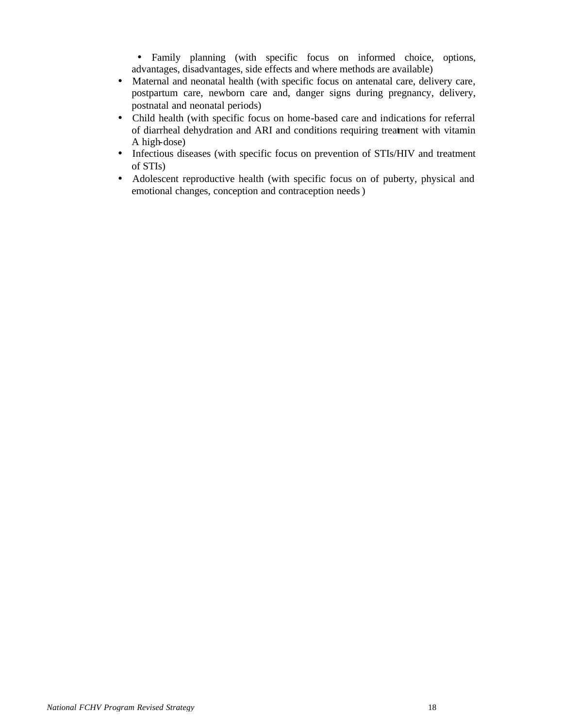- Family planning (with specific focus on informed choice, options, advantages, disadvantages, side effects and where methods are available)
- Maternal and neonatal health (with specific focus on antenatal care, delivery care, postpartum care, newborn care and, danger signs during pregnancy, delivery, postnatal and neonatal periods)
- Child health (with specific focus on home-based care and indications for referral of diarrheal dehydration and ARI and conditions requiring treatment with vitamin A high-dose)
- Infectious diseases (with specific focus on prevention of STIs/HIV and treatment of STIs)
- Adolescent reproductive health (with specific focus on of puberty, physical and emotional changes, conception and contraception needs)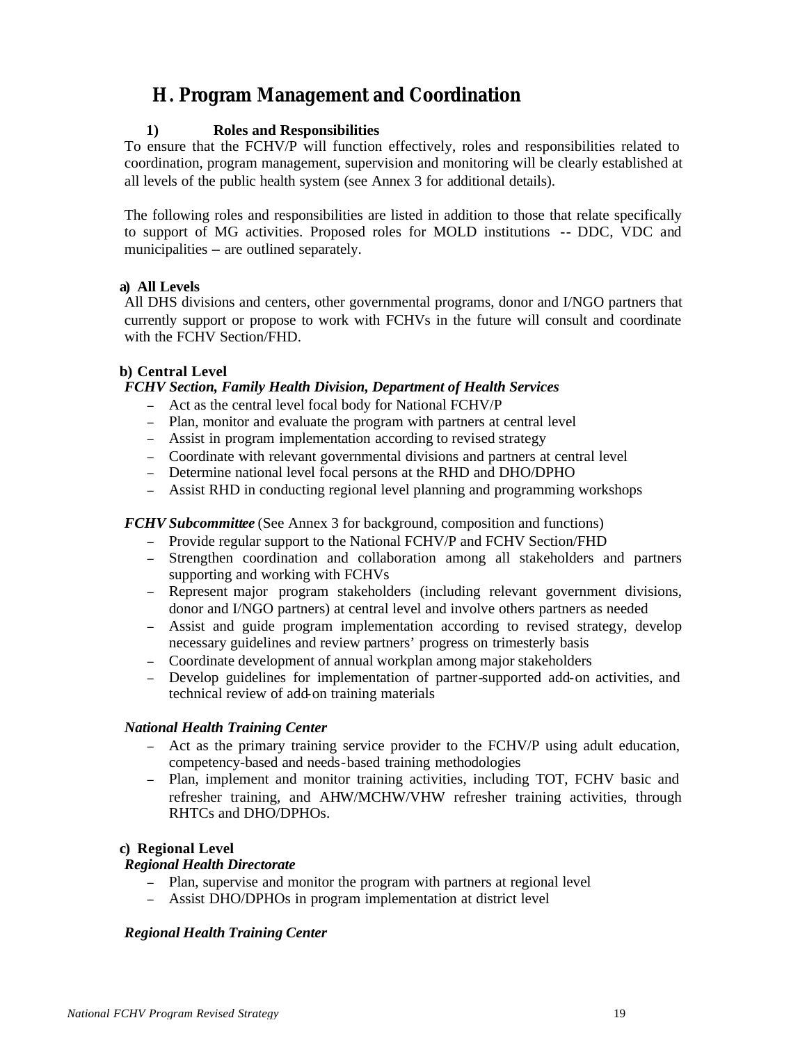## H. Program Management and Coordination

### 1) Roles and Responsibilities

To ensure that the FCHV/P will function effectively, roles and responsibilities related to coordination, program management, supervision and monitoring will be clearly established at all levels of the public health system (see Annex 3 for additional details).

The following roles and responsibilities are listed in addition to those that relate specifically to support of MG activities. Proposed roles for MOLD institutions -- DDC, VDC and municipalities – are outlined separately.

**a) All Levels**

All DHS divisions and centers, other governmental programs, donor and I/NGO partners that currently support or propose to work with FCHVs in the future will consult and coordinate with the FCHV Section/FHD.

**b) Central Level**

***FCHV Section, Family Health Division, Department of Health Services***

- Act as the central level focal body for National FCHV/P
- Plan, monitor and evaluate the program with partners at central level
- Assist in program implementation according to revised strategy
- Coordinate with relevant governmental divisions and partners at central level
- Determine national level focal persons at the RHD and DHO/DPHO
- Assist RHD in conducting regional level planning and programming workshops

***FCHV Subcommittee*** (See Annex 3 for background, composition and functions)

- Provide regular support to the National FCHV/P and FCHV Section/FHD
- Strengthen coordination and collaboration among all stakeholders and partners supporting and working with FCHVs
- Represent major program stakeholders (including relevant government divisions, donor and I/NGO partners) at central level and involve others partners as needed
- Assist and guide program implementation according to revised strategy, develop necessary guidelines and review partners' progress on trimesterly basis
- Coordinate development of annual workplan among major stakeholders
- Develop guidelines for implementation of partner-supported add-on activities, and technical review of add-on training materials

***National Health Training Center***

- Act as the primary training service provider to the FCHV/P using adult education, competency-based and needs-based training methodologies
- Plan, implement and monitor training activities, including TOT, FCHV basic and refresher training, and AHW/MCHW/VHW refresher training activities, through RHTCs and DHO/DPHOs.

**c) Regional Level**

***Regional Health Directorate***

- Plan, supervise and monitor the program with partners at regional level
- Assist DHO/DPHOs in program implementation at district level

***Regional Health Training Center***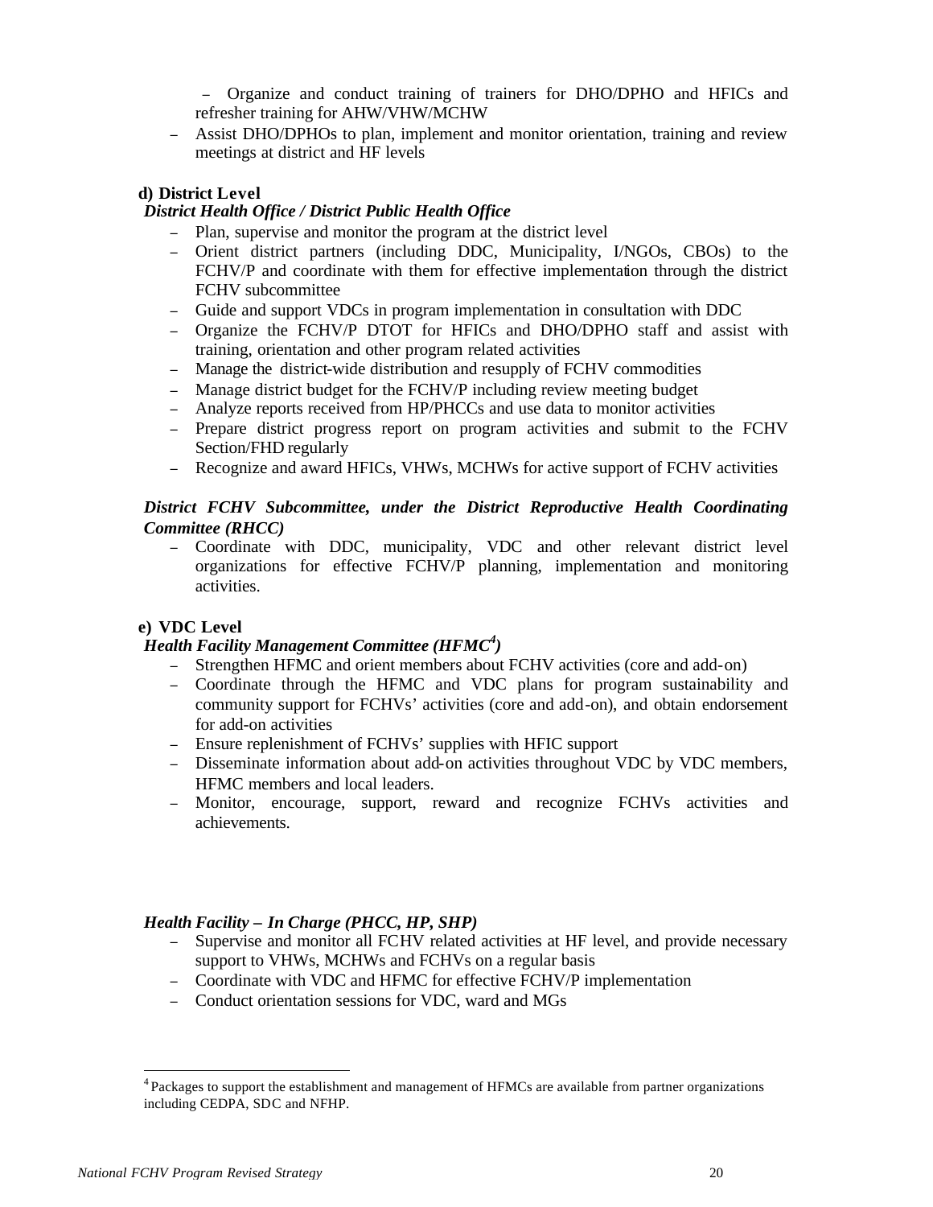- Organize and conduct training of trainers for DHO/DPHO and HFICs and refresher training for AHW/VHW/MCHW
- Assist DHO/DPHOs to plan, implement and monitor orientation, training and review meetings at district and HF levels

**d) District Level**

***District Health Office / District Public Health Office***

- Plan, supervise and monitor the program at the district level
- Orient district partners (including DDC, Municipality, I/NGOs, CBOs) to the FCHV/P and coordinate with them for effective implementation through the district FCHV subcommittee
- Guide and support VDCs in program implementation in consultation with DDC
- Organize the FCHV/P DTOT for HFICs and DHO/DPHO staff and assist with training, orientation and other program related activities
- Manage the district-wide distribution and resupply of FCHV commodities
- Manage district budget for the FCHV/P including review meeting budget
- Analyze reports received from HP/PHCCs and use data to monitor activities
- Prepare district progress report on program activities and submit to the FCHV Section/FHD regularly
- Recognize and award HFICs, VHWs, MCHWs for active support of FCHV activities

***District FCHV Subcommittee, under the District Reproductive Health Coordinating Committee (RHCC)***

- Coordinate with DDC, municipality, VDC and other relevant district level organizations for effective FCHV/P planning, implementation and monitoring activities.

**e) VDC Level**

***Health Facility Management Committee (HFMC[4])***

- Strengthen HFMC and orient members about FCHV activities (core and add-on)
- Coordinate through the HFMC and VDC plans for program sustainability and community support for FCHVs' activities (core and add-on), and obtain endorsement for add-on activities
- Ensure replenishment of FCHVs' supplies with HFIC support
- Disseminate information about add-on activities throughout VDC by VDC members, HFMC members and local leaders.
- Monitor, encourage, support, reward and recognize FCHVs activities and achievements.

***Health Facility – In Charge (PHCC, HP, SHP)***

- Supervise and monitor all FCHV related activities at HF level, and provide necessary support to VHWs, MCHWs and FCHVs on a regular basis
- Coordinate with VDC and HFMC for effective FCHV/P implementation
- Conduct orientation sessions for VDC, ward and MGs

---

[4] Packages to support the establishment and management of HFMCs are available from partner organizations including CEDPA, SDC and NFHP.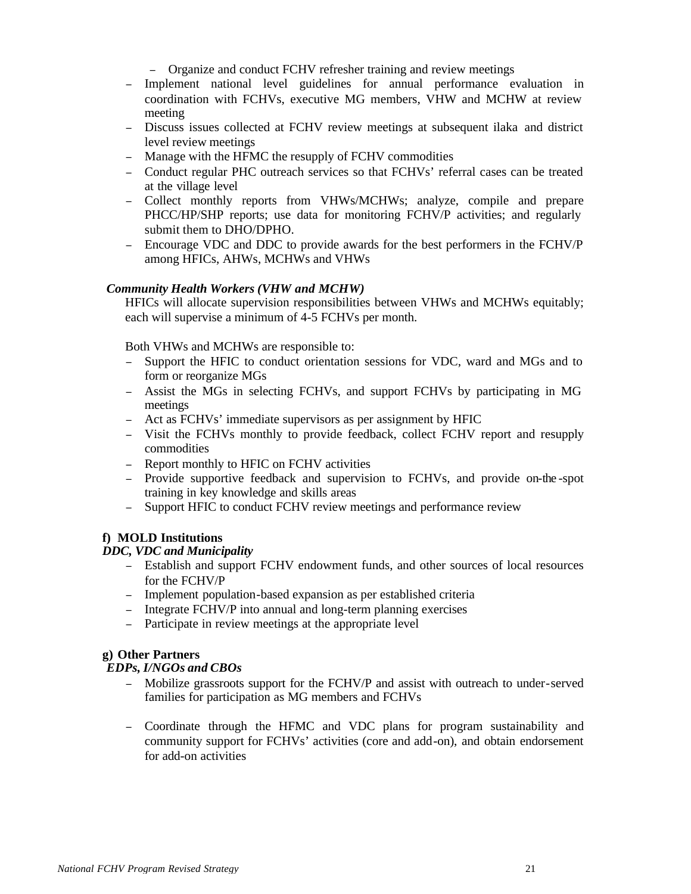- Organize and conduct FCHV refresher training and review meetings
- Implement national level guidelines for annual performance evaluation in coordination with FCHVs, executive MG members, VHW and MCHW at review meeting
- Discuss issues collected at FCHV review meetings at subsequent ilaka and district level review meetings
- Manage with the HFMC the resupply of FCHV commodities
- Conduct regular PHC outreach services so that FCHVs' referral cases can be treated at the village level
- Collect monthly reports from VHWs/MCHWs; analyze, compile and prepare PHCC/HP/SHP reports; use data for monitoring FCHV/P activities; and regularly submit them to DHO/DPHO.
- Encourage VDC and DDC to provide awards for the best performers in the FCHV/P among HFICs, AHWs, MCHWs and VHWs

***Community Health Workers (VHW and MCHW)***

HFICs will allocate supervision responsibilities between VHWs and MCHWs equitably; each will supervise a minimum of 4-5 FCHVs per month.

Both VHWs and MCHWs are responsible to:

- Support the HFIC to conduct orientation sessions for VDC, ward and MGs and to form or reorganize MGs
- Assist the MGs in selecting FCHVs, and support FCHVs by participating in MG meetings
- Act as FCHVs' immediate supervisors as per assignment by HFIC
- Visit the FCHVs monthly to provide feedback, collect FCHV report and resupply commodities
- Report monthly to HFIC on FCHV activities
- Provide supportive feedback and supervision to FCHVs, and provide on-the-spot training in key knowledge and skills areas
- Support HFIC to conduct FCHV review meetings and performance review

**f) MOLD Institutions**

***DDC, VDC and Municipality***

- Establish and support FCHV endowment funds, and other sources of local resources for the FCHV/P
- Implement population-based expansion as per established criteria
- Integrate FCHV/P into annual and long-term planning exercises
- Participate in review meetings at the appropriate level

**g) Other Partners**

***EDPs, I/NGOs and CBOs***

- Mobilize grassroots support for the FCHV/P and assist with outreach to under-served families for participation as MG members and FCHVs

- Coordinate through the HFMC and VDC plans for program sustainability and community support for FCHVs' activities (core and add-on), and obtain endorsement for add-on activities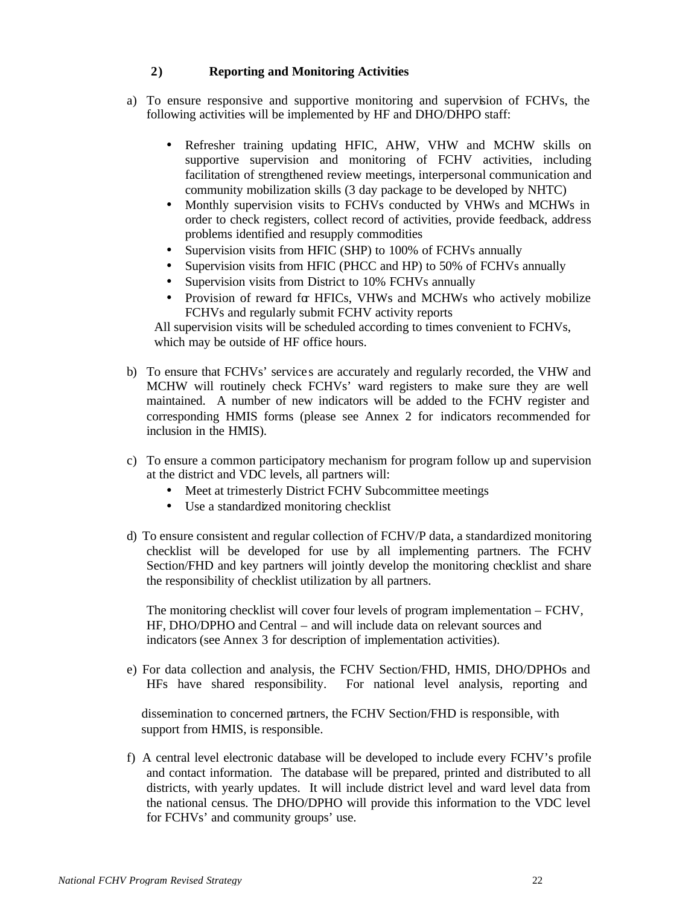### 2) Reporting and Monitoring Activities

a) To ensure responsive and supportive monitoring and supervision of FCHVs, the following activities will be implemented by HF and DHO/DHPO staff:

- Refresher training updating HFIC, AHW, VHW and MCHW skills on supportive supervision and monitoring of FCHV activities, including facilitation of strengthened review meetings, interpersonal communication and community mobilization skills (3 day package to be developed by NHTC)
- Monthly supervision visits to FCHVs conducted by VHWs and MCHWs in order to check registers, collect record of activities, provide feedback, address problems identified and resupply commodities
- Supervision visits from HFIC (SHP) to 100% of FCHVs annually
- Supervision visits from HFIC (PHCC and HP) to 50% of FCHVs annually
- Supervision visits from District to 10% FCHVs annually
- Provision of reward for HFICs, VHWs and MCHWs who actively mobilize FCHVs and regularly submit FCHV activity reports

All supervision visits will be scheduled according to times convenient to FCHVs, which may be outside of HF office hours.

b) To ensure that FCHVs' services are accurately and regularly recorded, the VHW and MCHW will routinely check FCHVs' ward registers to make sure they are well maintained. A number of new indicators will be added to the FCHV register and corresponding HMIS forms (please see Annex 2 for indicators recommended for inclusion in the HMIS).

c) To ensure a common participatory mechanism for program follow up and supervision at the district and VDC levels, all partners will:

- Meet at trimesterly District FCHV Subcommittee meetings
- Use a standardized monitoring checklist

d) To ensure consistent and regular collection of FCHV/P data, a standardized monitoring checklist will be developed for use by all implementing partners. The FCHV Section/FHD and key partners will jointly develop the monitoring checklist and share the responsibility of checklist utilization by all partners.

The monitoring checklist will cover four levels of program implementation – FCHV, HF, DHO/DPHO and Central – and will include data on relevant sources and indicators (see Annex 3 for description of implementation activities).

e) For data collection and analysis, the FCHV Section/FHD, HMIS, DHO/DPHOs and HFs have shared responsibility. For national level analysis, reporting and dissemination to concerned partners, the FCHV Section/FHD is responsible, with support from HMIS, is responsible.

f) A central level electronic database will be developed to include every FCHV's profile and contact information. The database will be prepared, printed and distributed to all districts, with yearly updates. It will include district level and ward level data from the national census. The DHO/DPHO will provide this information to the VDC level for FCHVs' and community groups' use.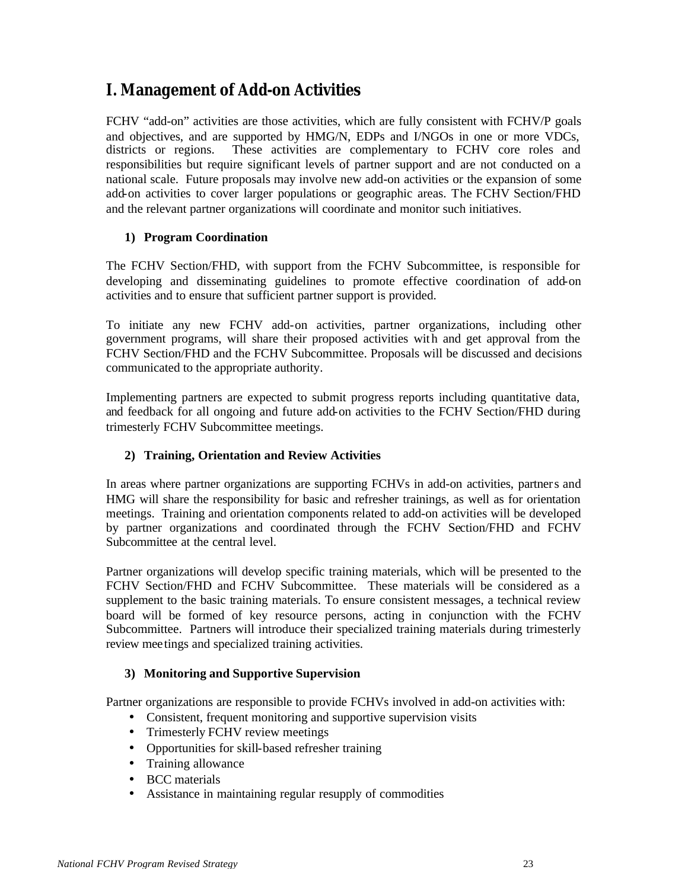## I. Management of Add-on Activities

FCHV "add-on" activities are those activities, which are fully consistent with FCHV/P goals and objectives, and are supported by HMG/N, EDPs and I/NGOs in one or more VDCs, districts or regions. These activities are complementary to FCHV core roles and responsibilities but require significant levels of partner support and are not conducted on a national scale. Future proposals may involve new add-on activities or the expansion of some add-on activities to cover larger populations or geographic areas. The FCHV Section/FHD and the relevant partner organizations will coordinate and monitor such initiatives.

### 1) Program Coordination

The FCHV Section/FHD, with support from the FCHV Subcommittee, is responsible for developing and disseminating guidelines to promote effective coordination of add-on activities and to ensure that sufficient partner support is provided.

To initiate any new FCHV add-on activities, partner organizations, including other government programs, will share their proposed activities with and get approval from the FCHV Section/FHD and the FCHV Subcommittee. Proposals will be discussed and decisions communicated to the appropriate authority.

Implementing partners are expected to submit progress reports including quantitative data, and feedback for all ongoing and future add-on activities to the FCHV Section/FHD during trimesterly FCHV Subcommittee meetings.

### 2) Training, Orientation and Review Activities

In areas where partner organizations are supporting FCHVs in add-on activities, partners and HMG will share the responsibility for basic and refresher trainings, as well as for orientation meetings. Training and orientation components related to add-on activities will be developed by partner organizations and coordinated through the FCHV Section/FHD and FCHV Subcommittee at the central level.

Partner organizations will develop specific training materials, which will be presented to the FCHV Section/FHD and FCHV Subcommittee. These materials will be considered as a supplement to the basic training materials. To ensure consistent messages, a technical review board will be formed of key resource persons, acting in conjunction with the FCHV Subcommittee. Partners will introduce their specialized training materials during trimesterly review meetings and specialized training activities.

### 3) Monitoring and Supportive Supervision

Partner organizations are responsible to provide FCHVs involved in add-on activities with:

- Consistent, frequent monitoring and supportive supervision visits
- Trimesterly FCHV review meetings
- Opportunities for skill-based refresher training
- Training allowance
- BCC materials
- Assistance in maintaining regular resupply of commodities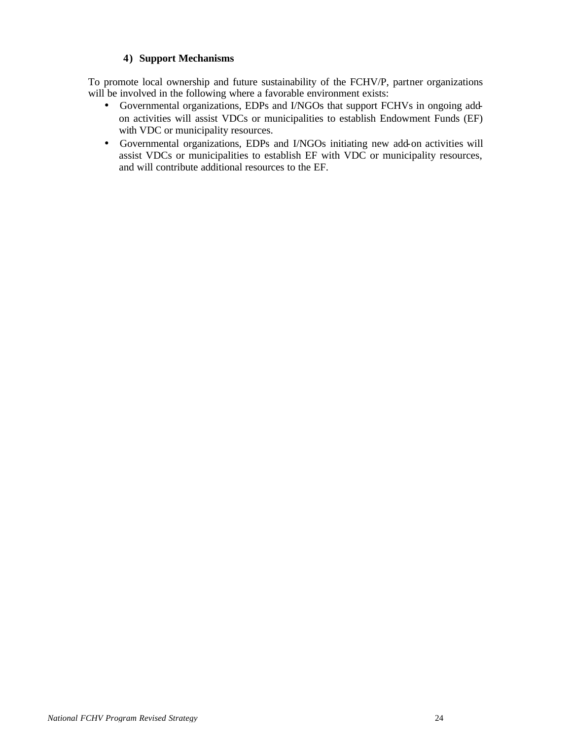#### 4) Support Mechanisms

To promote local ownership and future sustainability of the FCHV/P, partner organizations will be involved in the following where a favorable environment exists:

- Governmental organizations, EDPs and I/NGOs that support FCHVs in ongoing add-on activities will assist VDCs or municipalities to establish Endowment Funds (EF) with VDC or municipality resources.
- Governmental organizations, EDPs and I/NGOs initiating new add-on activities will assist VDCs or municipalities to establish EF with VDC or municipality resources, and will contribute additional resources to the EF.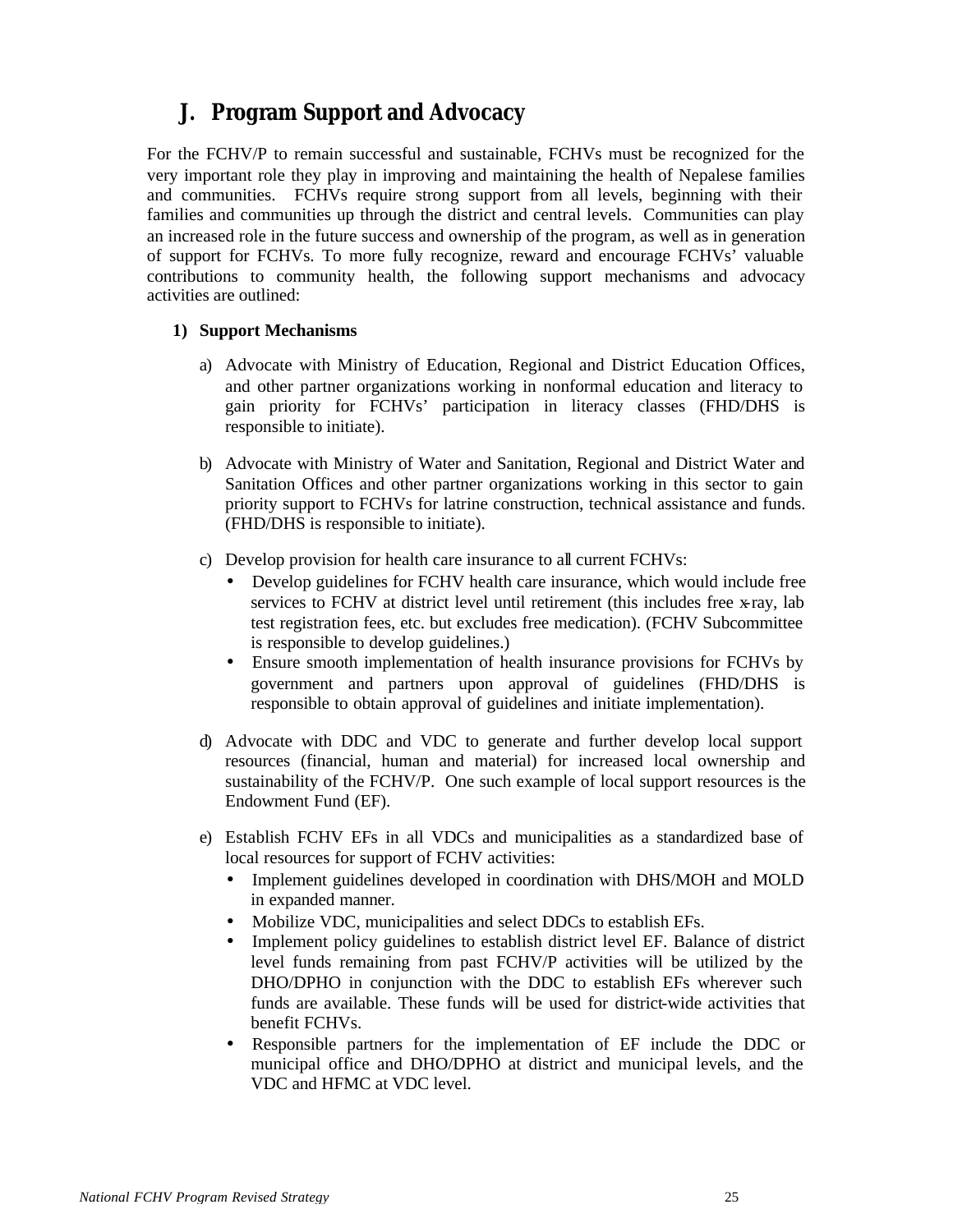## J. Program Support and Advocacy

For the FCHV/P to remain successful and sustainable, FCHVs must be recognized for the very important role they play in improving and maintaining the health of Nepalese families and communities. FCHVs require strong support from all levels, beginning with their families and communities up through the district and central levels. Communities can play an increased role in the future success and ownership of the program, as well as in generation of support for FCHVs. To more fully recognize, reward and encourage FCHVs' valuable contributions to community health, the following support mechanisms and advocacy activities are outlined:

**1) Support Mechanisms**

a) Advocate with Ministry of Education, Regional and District Education Offices, and other partner organizations working in nonformal education and literacy to gain priority for FCHVs' participation in literacy classes (FHD/DHS is responsible to initiate).

b) Advocate with Ministry of Water and Sanitation, Regional and District Water and Sanitation Offices and other partner organizations working in this sector to gain priority support to FCHVs for latrine construction, technical assistance and funds. (FHD/DHS is responsible to initiate).

c) Develop provision for health care insurance to all current FCHVs:
   - Develop guidelines for FCHV health care insurance, which would include free services to FCHV at district level until retirement (this includes free x-ray, lab test registration fees, etc. but excludes free medication). (FCHV Subcommittee is responsible to develop guidelines.)
   - Ensure smooth implementation of health insurance provisions for FCHVs by government and partners upon approval of guidelines (FHD/DHS is responsible to obtain approval of guidelines and initiate implementation).

d) Advocate with DDC and VDC to generate and further develop local support resources (financial, human and material) for increased local ownership and sustainability of the FCHV/P. One such example of local support resources is the Endowment Fund (EF).

e) Establish FCHV EFs in all VDCs and municipalities as a standardized base of local resources for support of FCHV activities:
   - Implement guidelines developed in coordination with DHS/MOH and MOLD in expanded manner.
   - Mobilize VDC, municipalities and select DDCs to establish EFs.
   - Implement policy guidelines to establish district level EF. Balance of district level funds remaining from past FCHV/P activities will be utilized by the DHO/DPHO in conjunction with the DDC to establish EFs wherever such funds are available. These funds will be used for district-wide activities that benefit FCHVs.
   - Responsible partners for the implementation of EF include the DDC or municipal office and DHO/DPHO at district and municipal levels, and the VDC and HFMC at VDC level.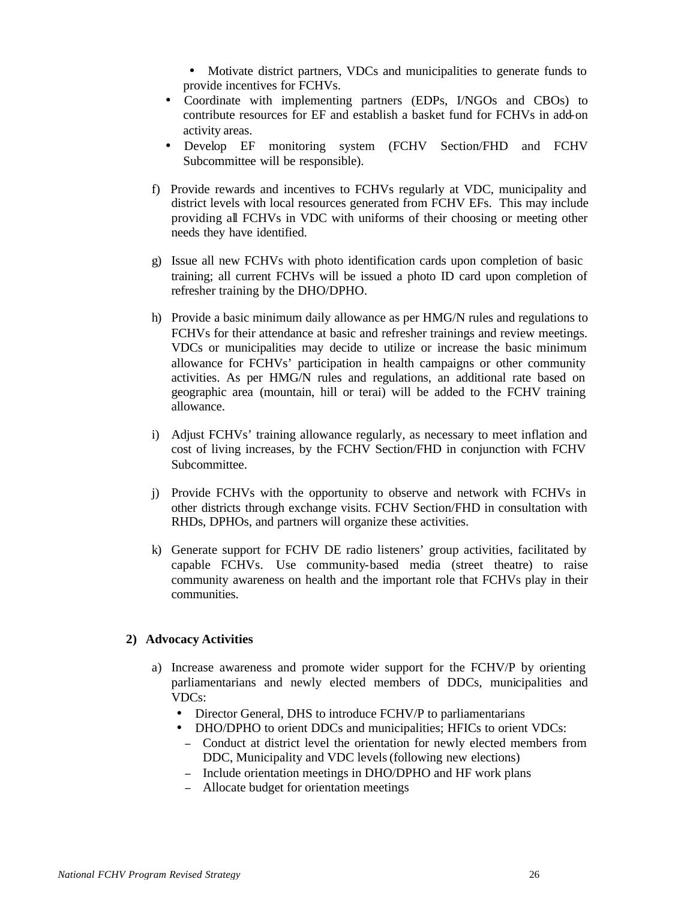- Motivate district partners, VDCs and municipalities to generate funds to provide incentives for FCHVs.
- Coordinate with implementing partners (EDPs, I/NGOs and CBOs) to contribute resources for EF and establish a basket fund for FCHVs in add-on activity areas.
- Develop EF monitoring system (FCHV Section/FHD and FCHV Subcommittee will be responsible).

f) Provide rewards and incentives to FCHVs regularly at VDC, municipality and district levels with local resources generated from FCHV EFs. This may include providing all FCHVs in VDC with uniforms of their choosing or meeting other needs they have identified.

g) Issue all new FCHVs with photo identification cards upon completion of basic training; all current FCHVs will be issued a photo ID card upon completion of refresher training by the DHO/DPHO.

h) Provide a basic minimum daily allowance as per HMG/N rules and regulations to FCHVs for their attendance at basic and refresher trainings and review meetings. VDCs or municipalities may decide to utilize or increase the basic minimum allowance for FCHVs' participation in health campaigns or other community activities. As per HMG/N rules and regulations, an additional rate based on geographic area (mountain, hill or terai) will be added to the FCHV training allowance.

i) Adjust FCHVs' training allowance regularly, as necessary to meet inflation and cost of living increases, by the FCHV Section/FHD in conjunction with FCHV Subcommittee.

j) Provide FCHVs with the opportunity to observe and network with FCHVs in other districts through exchange visits. FCHV Section/FHD in consultation with RHDs, DPHOs, and partners will organize these activities.

k) Generate support for FCHV DE radio listeners' group activities, facilitated by capable FCHVs. Use community-based media (street theatre) to raise community awareness on health and the important role that FCHVs play in their communities.

**2) Advocacy Activities**

a) Increase awareness and promote wider support for the FCHV/P by orienting parliamentarians and newly elected members of DDCs, municipalities and VDCs:
   - Director General, DHS to introduce FCHV/P to parliamentarians
   - DHO/DPHO to orient DDCs and municipalities; HFICs to orient VDCs:
     - Conduct at district level the orientation for newly elected members from DDC, Municipality and VDC levels (following new elections)
     - Include orientation meetings in DHO/DPHO and HF work plans
     - Allocate budget for orientation meetings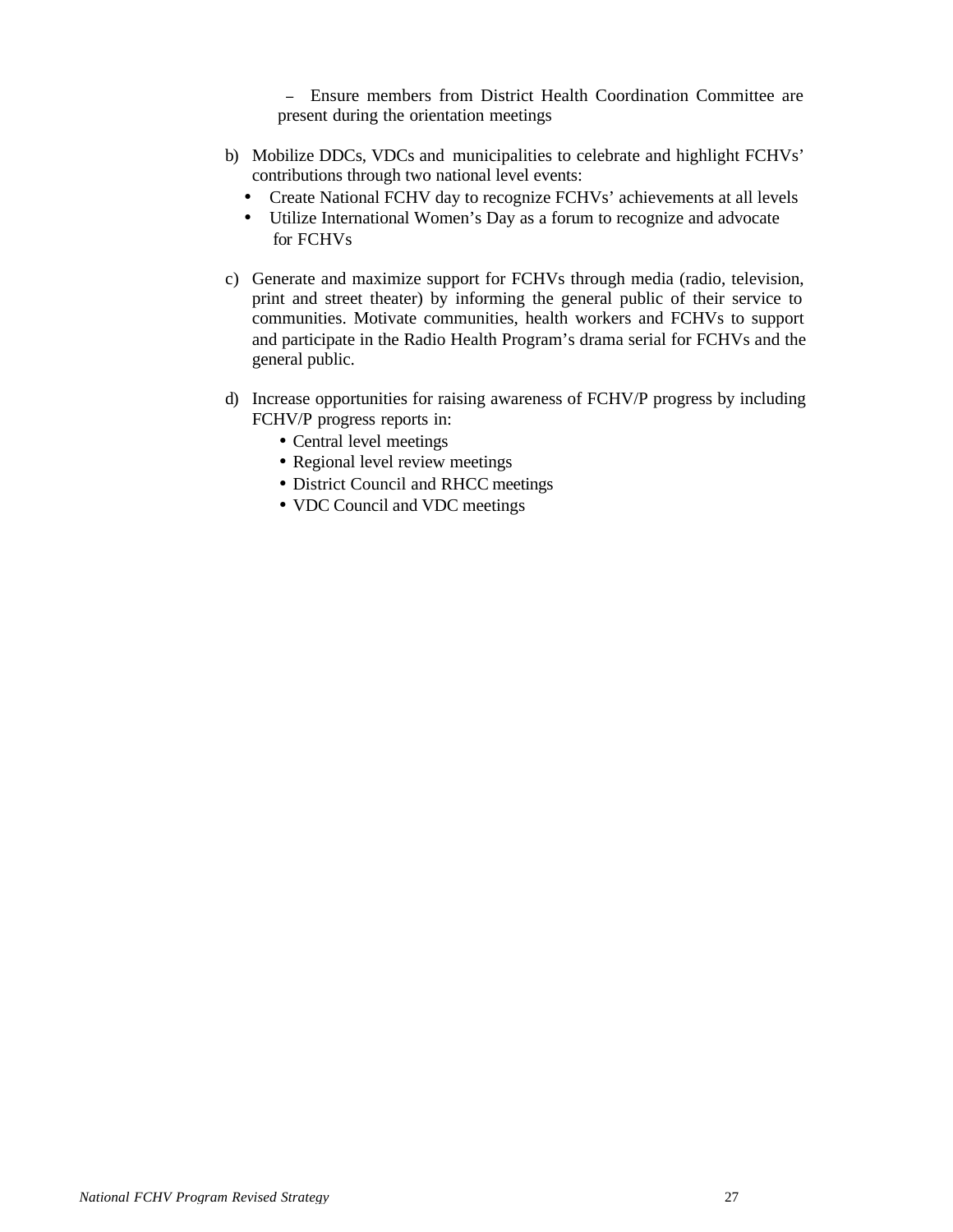– Ensure members from District Health Coordination Committee are present during the orientation meetings

b) Mobilize DDCs, VDCs and municipalities to celebrate and highlight FCHVs' contributions through two national level events:
   - Create National FCHV day to recognize FCHVs' achievements at all levels
   - Utilize International Women's Day as a forum to recognize and advocate for FCHVs

c) Generate and maximize support for FCHVs through media (radio, television, print and street theater) by informing the general public of their service to communities. Motivate communities, health workers and FCHVs to support and participate in the Radio Health Program's drama serial for FCHVs and the general public.

d) Increase opportunities for raising awareness of FCHV/P progress by including FCHV/P progress reports in:
   - Central level meetings
   - Regional level review meetings
   - District Council and RHCC meetings
   - VDC Council and VDC meetings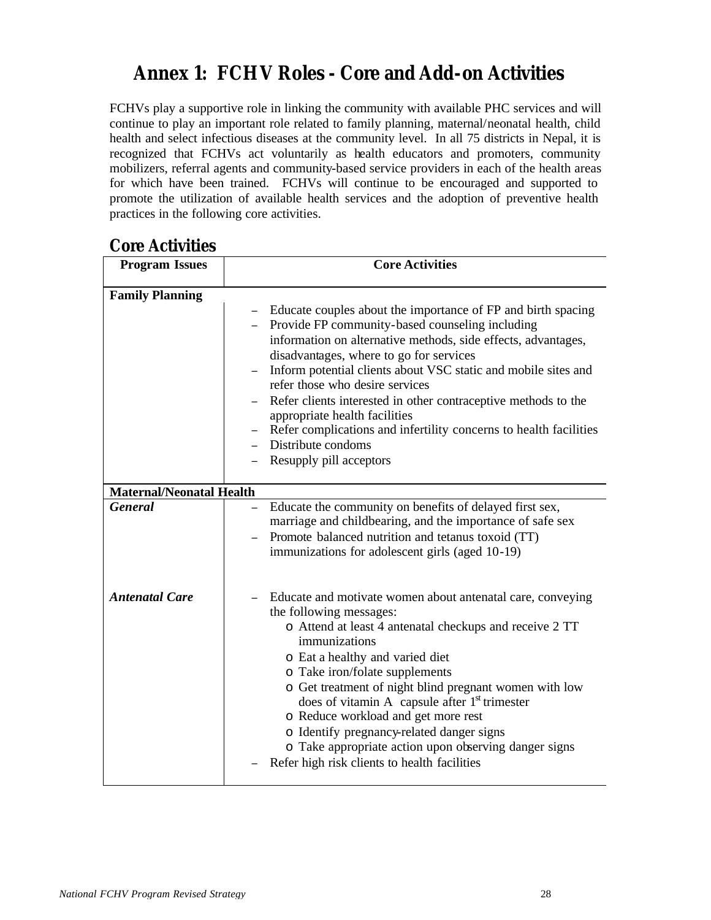# Annex 1: FCHV Roles - Core and Add-on Activities

FCHVs play a supportive role in linking the community with available PHC services and will continue to play an important role related to family planning, maternal/neonatal health, child health and select infectious diseases at the community level. In all 75 districts in Nepal, it is recognized that FCHVs act voluntarily as health educators and promoters, community mobilizers, referral agents and community-based service providers in each of the health areas for which have been trained. FCHVs will continue to be encouraged and supported to promote the utilization of available health services and the adoption of preventive health practices in the following core activities.

## Core Activities

| Program Issues | Core Activities |
|---|---|
| **Family Planning** | |
| | – Educate couples about the importance of FP and birth spacing<br>– Provide FP community-based counseling including information on alternative methods, side effects, advantages, disadvantages, where to go for services<br>– Inform potential clients about VSC static and mobile sites and refer those who desire services<br>– Refer clients interested in other contraceptive methods to the appropriate health facilities<br>– Refer complications and infertility concerns to health facilities<br>– Distribute condoms<br>– Resupply pill acceptors |
| **Maternal/Neonatal Health** | |
| ***General*** | – Educate the community on benefits of delayed first sex, marriage and childbearing, and the importance of safe sex<br>– Promote balanced nutrition and tetanus toxoid (TT) immunizations for adolescent girls (aged 10-19) |
| ***Antenatal Care*** | – Educate and motivate women about antenatal care, conveying the following messages:<br>o Attend at least 4 antenatal checkups and receive 2 TT immunizations<br>o Eat a healthy and varied diet<br>o Take iron/folate supplements<br>o Get treatment of night blind pregnant women with low does of vitamin A capsule after 1st trimester<br>o Reduce workload and get more rest<br>o Identify pregnancy-related danger signs<br>o Take appropriate action upon observing danger signs<br>– Refer high risk clients to health facilities |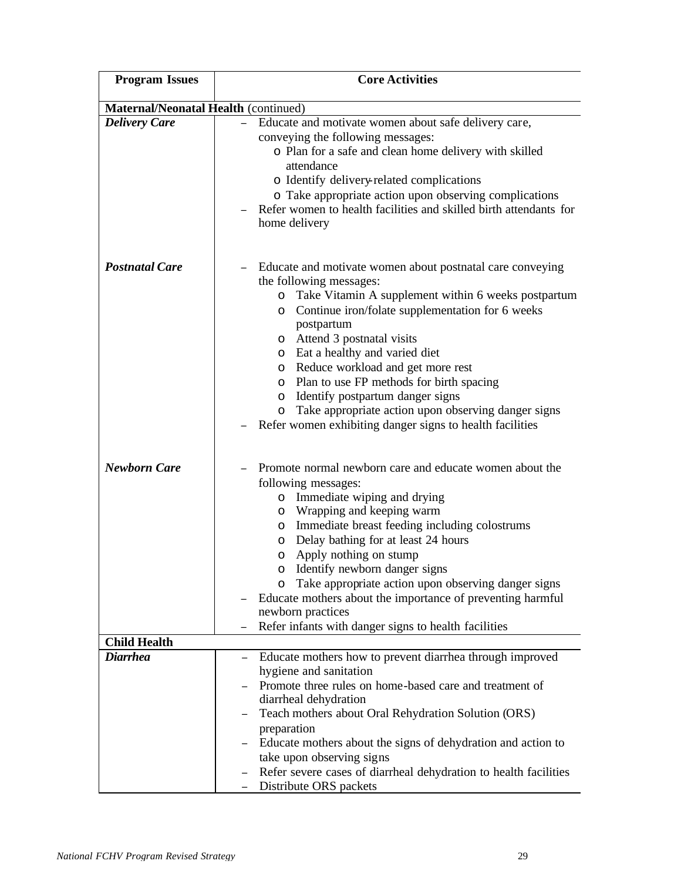| Program Issues | Core Activities |
|---|---|
| **Maternal/Neonatal Health** (continued) | |
| ***Delivery Care*** | – Educate and motivate women about safe delivery care, conveying the following messages:<br>o Plan for a safe and clean home delivery with skilled attendance<br>o Identify delivery-related complications<br>o Take appropriate action upon observing complications<br>– Refer women to health facilities and skilled birth attendants for home delivery |
| ***Postnatal Care*** | – Educate and motivate women about postnatal care conveying the following messages:<br>o Take Vitamin A supplement within 6 weeks postpartum<br>o Continue iron/folate supplementation for 6 weeks postpartum<br>o Attend 3 postnatal visits<br>o Eat a healthy and varied diet<br>o Reduce workload and get more rest<br>o Plan to use FP methods for birth spacing<br>o Identify postpartum danger signs<br>o Take appropriate action upon observing danger signs<br>– Refer women exhibiting danger signs to health facilities |
| ***Newborn Care*** | – Promote normal newborn care and educate women about the following messages:<br>o Immediate wiping and drying<br>o Wrapping and keeping warm<br>o Immediate breast feeding including colostrums<br>o Delay bathing for at least 24 hours<br>o Apply nothing on stump<br>o Identify newborn danger signs<br>o Take appropriate action upon observing danger signs<br>– Educate mothers about the importance of preventing harmful newborn practices<br>– Refer infants with danger signs to health facilities |
| **Child Health** | |
| ***Diarrhea*** | – Educate mothers how to prevent diarrhea through improved hygiene and sanitation<br>– Promote three rules on home-based care and treatment of diarrheal dehydration<br>– Teach mothers about Oral Rehydration Solution (ORS) preparation<br>– Educate mothers about the signs of dehydration and action to take upon observing signs<br>– Refer severe cases of diarrheal dehydration to health facilities<br>– Distribute ORS packets |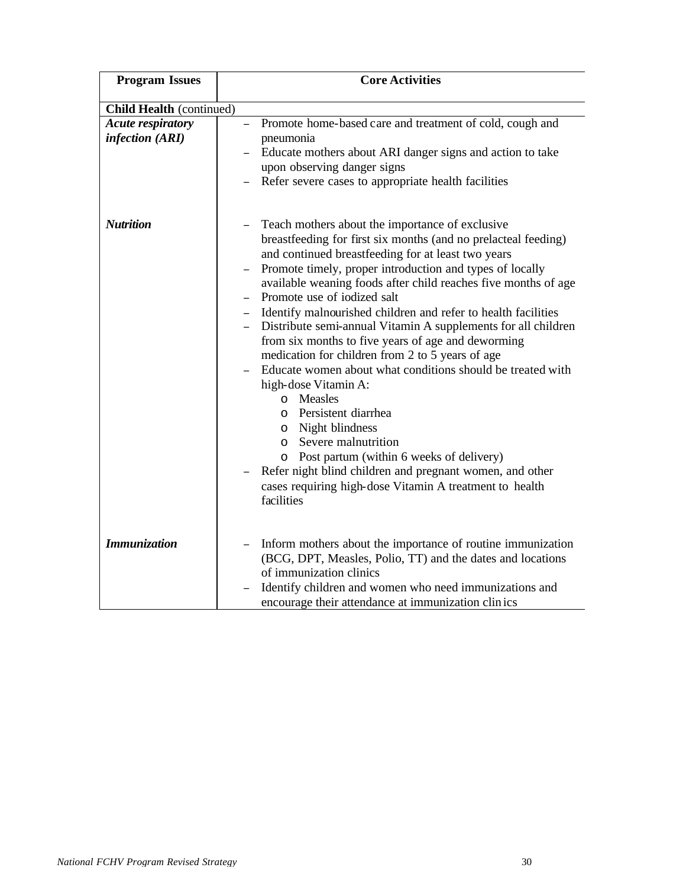| Program Issues | Core Activities |
|---|---|
| **Child Health** (continued) | |
| ***Acute respiratory infection (ARI)*** | – Promote home-based care and treatment of cold, cough and pneumonia<br>– Educate mothers about ARI danger signs and action to take upon observing danger signs<br>– Refer severe cases to appropriate health facilities |
| ***Nutrition*** | – Teach mothers about the importance of exclusive breastfeeding for first six months (and no prelacteal feeding) and continued breastfeeding for at least two years<br>– Promote timely, proper introduction and types of locally available weaning foods after child reaches five months of age<br>– Promote use of iodized salt<br>– Identify malnourished children and refer to health facilities<br>– Distribute semi-annual Vitamin A supplements for all children from six months to five years of age and deworming medication for children from 2 to 5 years of age<br>– Educate women about what conditions should be treated with high-dose Vitamin A:<br>  o Measles<br>  o Persistent diarrhea<br>  o Night blindness<br>  o Severe malnutrition<br>  o Post partum (within 6 weeks of delivery)<br>– Refer night blind children and pregnant women, and other cases requiring high-dose Vitamin A treatment to health facilities |
| ***Immunization*** | – Inform mothers about the importance of routine immunization (BCG, DPT, Measles, Polio, TT) and the dates and locations of immunization clinics<br>– Identify children and women who need immunizations and encourage their attendance at immunization clinics |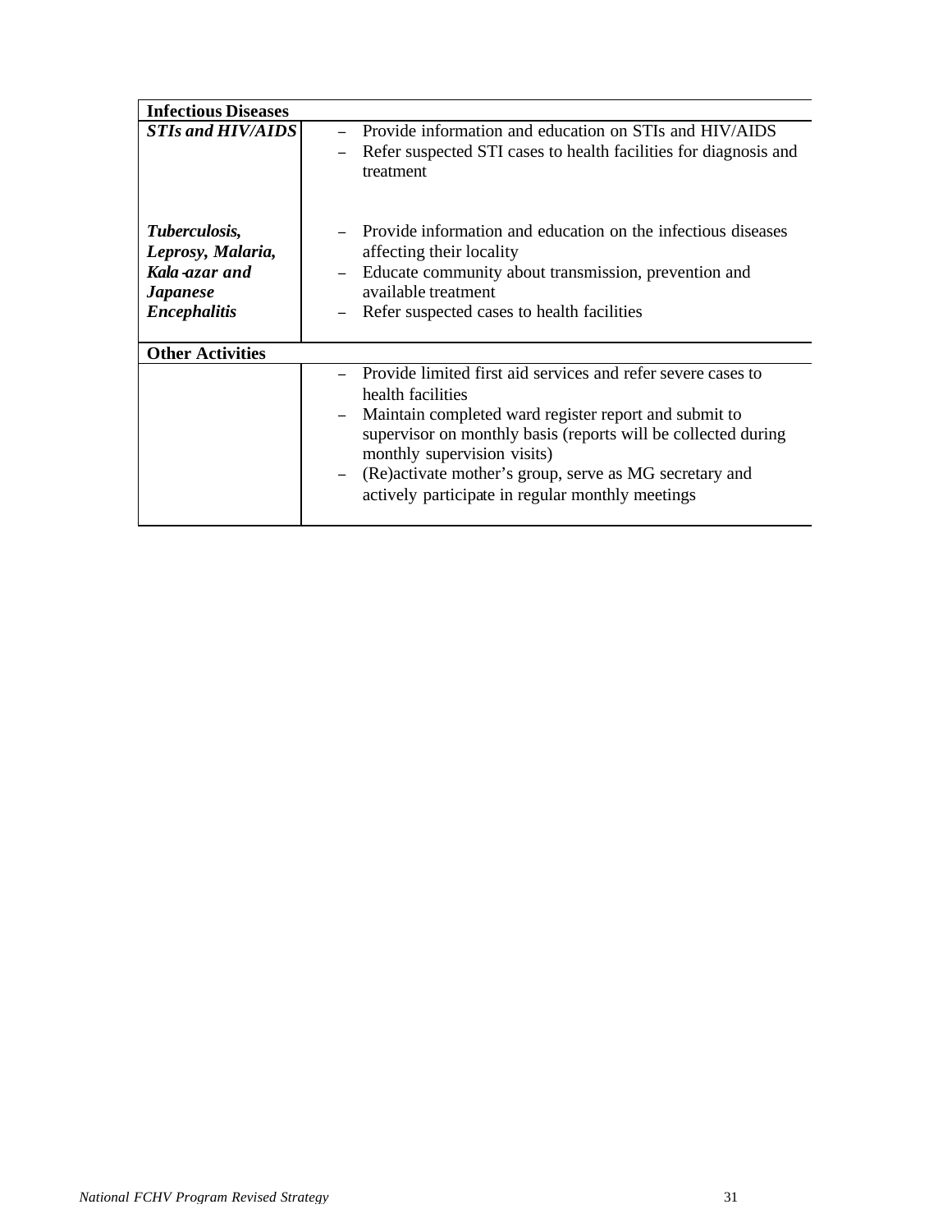| **Infectious Diseases** | |
|---|---|
| ***STIs and HIV/AIDS*** | – Provide information and education on STIs and HIV/AIDS<br>– Refer suspected STI cases to health facilities for diagnosis and treatment |
| ***Tuberculosis, Leprosy, Malaria, Kala-azar and Japanese Encephalitis*** | – Provide information and education on the infectious diseases affecting their locality<br>– Educate community about transmission, prevention and available treatment<br>– Refer suspected cases to health facilities |
| **Other Activities** | |
| | – Provide limited first aid services and refer severe cases to health facilities<br>– Maintain completed ward register report and submit to supervisor on monthly basis (reports will be collected during monthly supervision visits)<br>– (Re)activate mother's group, serve as MG secretary and actively participate in regular monthly meetings |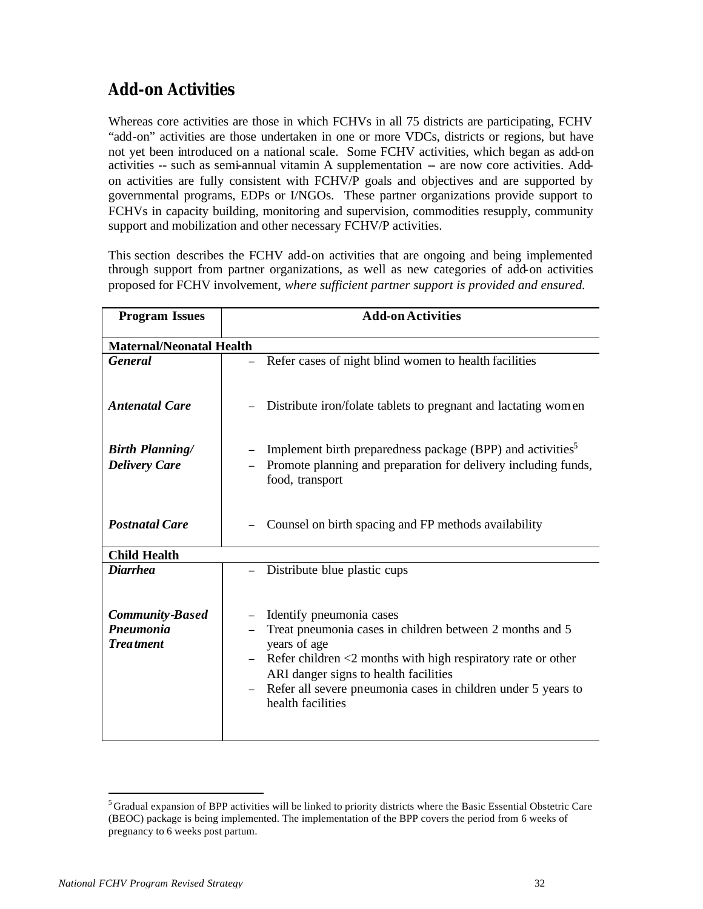## Add-on Activities

Whereas core activities are those in which FCHVs in all 75 districts are participating, FCHV "add-on" activities are those undertaken in one or more VDCs, districts or regions, but have not yet been introduced on a national scale. Some FCHV activities, which began as add-on activities -- such as semi-annual vitamin A supplementation -- are now core activities. Add-on activities are fully consistent with FCHV/P goals and objectives and are supported by governmental programs, EDPs or I/NGOs. These partner organizations provide support to FCHVs in capacity building, monitoring and supervision, commodities resupply, community support and mobilization and other necessary FCHV/P activities.

This section describes the FCHV add-on activities that are ongoing and being implemented through support from partner organizations, as well as new categories of add-on activities proposed for FCHV involvement, *where sufficient partner support is provided and ensured.*

| Program Issues | Add-on Activities |
|---|---|
| **Maternal/Neonatal Health** | |
| ***General*** | – Refer cases of night blind women to health facilities |
| ***Antenatal Care*** | – Distribute iron/folate tablets to pregnant and lactating women |
| ***Birth Planning/ Delivery Care*** | – Implement birth preparedness package (BPP) and activities[5]<br>– Promote planning and preparation for delivery including funds, food, transport |
| ***Postnatal Care*** | – Counsel on birth spacing and FP methods availability |
| **Child Health** | |
| ***Diarrhea*** | – Distribute blue plastic cups |
| ***Community-Based Pneumonia Treatment*** | – Identify pneumonia cases<br>– Treat pneumonia cases in children between 2 months and 5 years of age<br>– Refer children <2 months with high respiratory rate or other ARI danger signs to health facilities<br>– Refer all severe pneumonia cases in children under 5 years to health facilities |

[5] Gradual expansion of BPP activities will be linked to priority districts where the Basic Essential Obstetric Care (BEOC) package is being implemented. The implementation of the BPP covers the period from 6 weeks of pregnancy to 6 weeks post partum.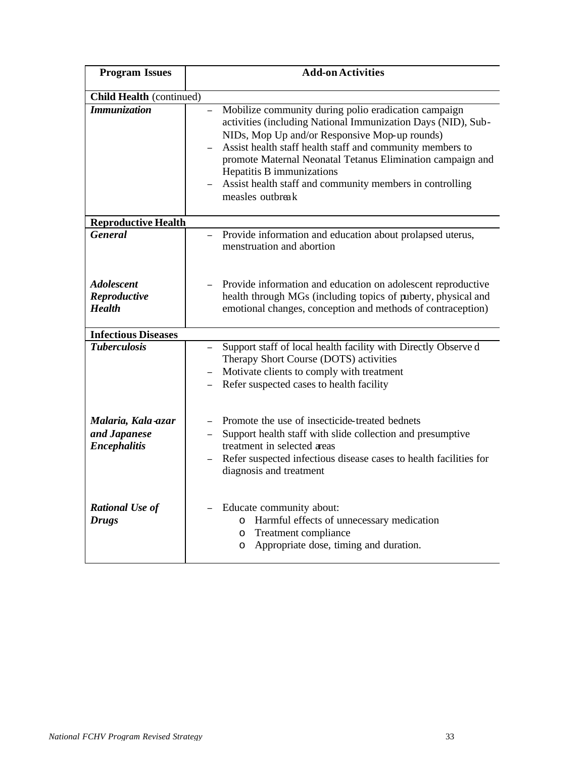| Program Issues | Add-on Activities |
|---|---|
| **Child Health** (continued) | |
| ***Immunization*** | – Mobilize community during polio eradication campaign activities (including National Immunization Days (NID), Sub-NIDs, Mop Up and/or Responsive Mop-up rounds)<br>– Assist health staff health staff and community members to promote Maternal Neonatal Tetanus Elimination campaign and Hepatitis B immunizations<br>– Assist health staff and community members in controlling measles outbreak |
| **Reproductive Health** | |
| ***General*** | – Provide information and education about prolapsed uterus, menstruation and abortion |
| ***Adolescent Reproductive Health*** | – Provide information and education on adolescent reproductive health through MGs (including topics of puberty, physical and emotional changes, conception and methods of contraception) |
| **Infectious Diseases** | |
| ***Tuberculosis*** | – Support staff of local health facility with Directly Observed Therapy Short Course (DOTS) activities<br>– Motivate clients to comply with treatment<br>– Refer suspected cases to health facility |
| ***Malaria, Kala-azar and Japanese Encephalitis*** | – Promote the use of insecticide-treated bednets<br>– Support health staff with slide collection and presumptive treatment in selected areas<br>– Refer suspected infectious disease cases to health facilities for diagnosis and treatment |
| ***Rational Use of Drugs*** | – Educate community about:<br>&nbsp;&nbsp;o Harmful effects of unnecessary medication<br>&nbsp;&nbsp;o Treatment compliance<br>&nbsp;&nbsp;o Appropriate dose, timing and duration. |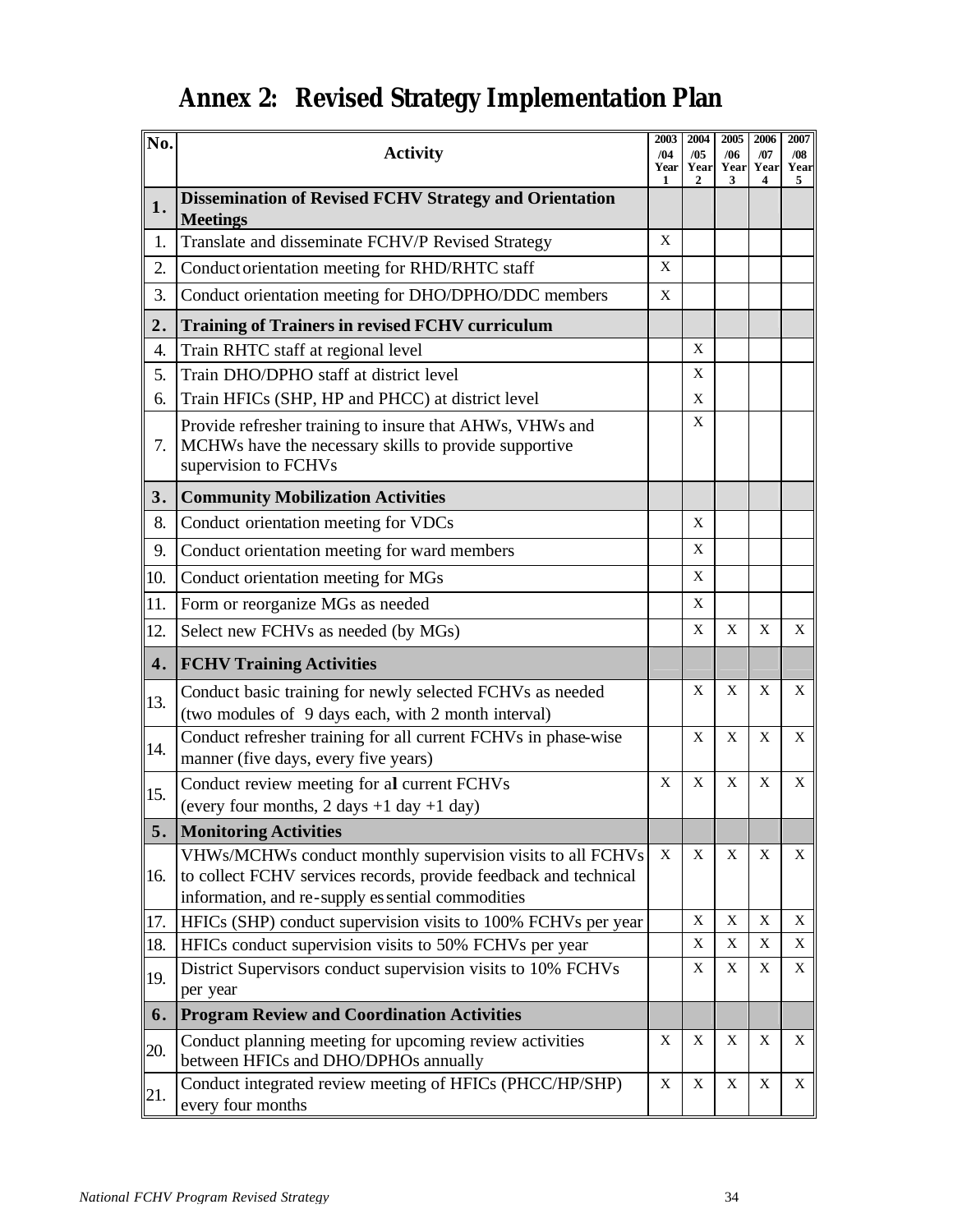# Annex 2: Revised Strategy Implementation Plan

| No. | Activity | 2003 /04 Year 1 | 2004 /05 Year 2 | 2005 /06 Year 3 | 2006 /07 Year 4 | 2007 /08 Year 5 |
|---|---|---|---|---|---|---|
| **1.** | **Dissemination of Revised FCHV Strategy and Orientation Meetings** | | | | | |
| 1. | Translate and disseminate FCHV/P Revised Strategy | X | | | | |
| 2. | Conduct orientation meeting for RHD/RHTC staff | X | | | | |
| 3. | Conduct orientation meeting for DHO/DPHO/DDC members | X | | | | |
| **2.** | **Training of Trainers in revised FCHV curriculum** | | | | | |
| 4. | Train RHTC staff at regional level | | X | | | |
| 5. | Train DHO/DPHO staff at district level | | X | | | |
| 6. | Train HFICs (SHP, HP and PHCC) at district level | | X | | | |
| 7. | Provide refresher training to insure that AHWs, VHWs and MCHWs have the necessary skills to provide supportive supervision to FCHVs | | X | | | |
| **3.** | **Community Mobilization Activities** | | | | | |
| 8. | Conduct orientation meeting for VDCs | | X | | | |
| 9. | Conduct orientation meeting for ward members | | X | | | |
| 10. | Conduct orientation meeting for MGs | | X | | | |
| 11. | Form or reorganize MGs as needed | | X | | | |
| 12. | Select new FCHVs as needed (by MGs) | | X | X | X | X |
| **4.** | **FCHV Training Activities** | | | | | |
| 13. | Conduct basic training for newly selected FCHVs as needed (two modules of 9 days each, with 2 month interval) | | X | X | X | X |
| 14. | Conduct refresher training for all current FCHVs in phase-wise manner (five days, every five years) | | X | X | X | X |
| 15. | Conduct review meeting for all current FCHVs (every four months, 2 days +1 day +1 day) | X | X | X | X | X |
| **5.** | **Monitoring Activities** | | | | | |
| 16. | VHWs/MCHWs conduct monthly supervision visits to all FCHVs to collect FCHV services records, provide feedback and technical information, and re-supply essential commodities | X | X | X | X | X |
| 17. | HFICs (SHP) conduct supervision visits to 100% FCHVs per year | | X | X | X | X |
| 18. | HFICs conduct supervision visits to 50% FCHVs per year | | X | X | X | X |
| 19. | District Supervisors conduct supervision visits to 10% FCHVs per year | | X | X | X | X |
| **6.** | **Program Review and Coordination Activities** | | | | | |
| 20. | Conduct planning meeting for upcoming review activities between HFICs and DHO/DPHOs annually | X | X | X | X | X |
| 21. | Conduct integrated review meeting of HFICs (PHCC/HP/SHP) every four months | X | X | X | X | X |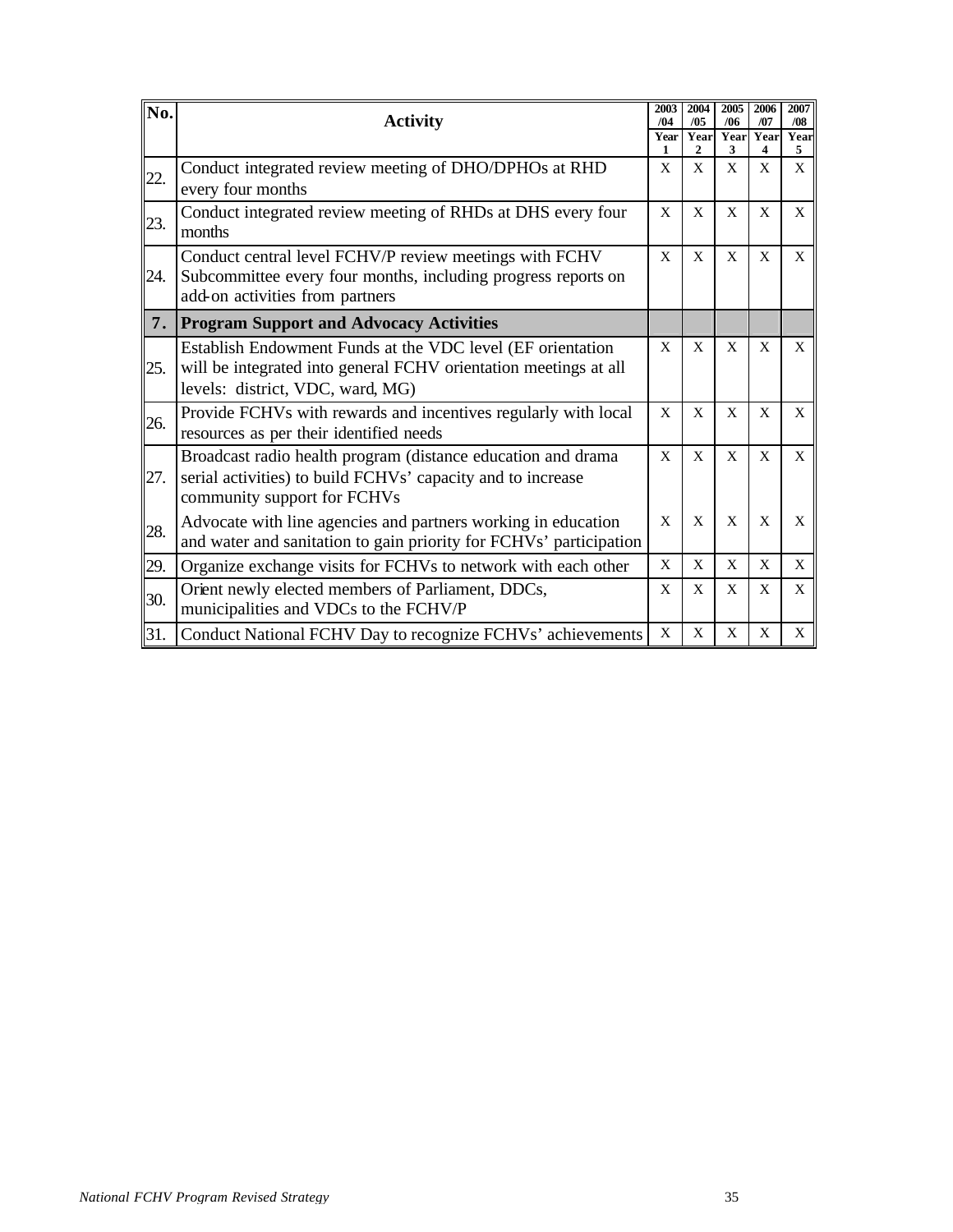| No. | Activity | 2003/04 Year 1 | 2004/05 Year 2 | 2005/06 Year 3 | 2006/07 Year 4 | 2007/08 Year 5 |
|---|---|---|---|---|---|---|
| 22. | Conduct integrated review meeting of DHO/DPHOs at RHD every four months | X | X | X | X | X |
| 23. | Conduct integrated review meeting of RHDs at DHS every four months | X | X | X | X | X |
| 24. | Conduct central level FCHV/P review meetings with FCHV Subcommittee every four months, including progress reports on add-on activities from partners | X | X | X | X | X |
| **7.** | **Program Support and Advocacy Activities** | | | | | |
| 25. | Establish Endowment Funds at the VDC level (EF orientation will be integrated into general FCHV orientation meetings at all levels: district, VDC, ward, MG) | X | X | X | X | X |
| 26. | Provide FCHVs with rewards and incentives regularly with local resources as per their identified needs | X | X | X | X | X |
| 27. | Broadcast radio health program (distance education and drama serial activities) to build FCHVs' capacity and to increase community support for FCHVs | X | X | X | X | X |
| 28. | Advocate with line agencies and partners working in education and water and sanitation to gain priority for FCHVs' participation | X | X | X | X | X |
| 29. | Organize exchange visits for FCHVs to network with each other | X | X | X | X | X |
| 30. | Orient newly elected members of Parliament, DDCs, municipalities and VDCs to the FCHV/P | X | X | X | X | X |
| 31. | Conduct National FCHV Day to recognize FCHVs' achievements | X | X | X | X | X |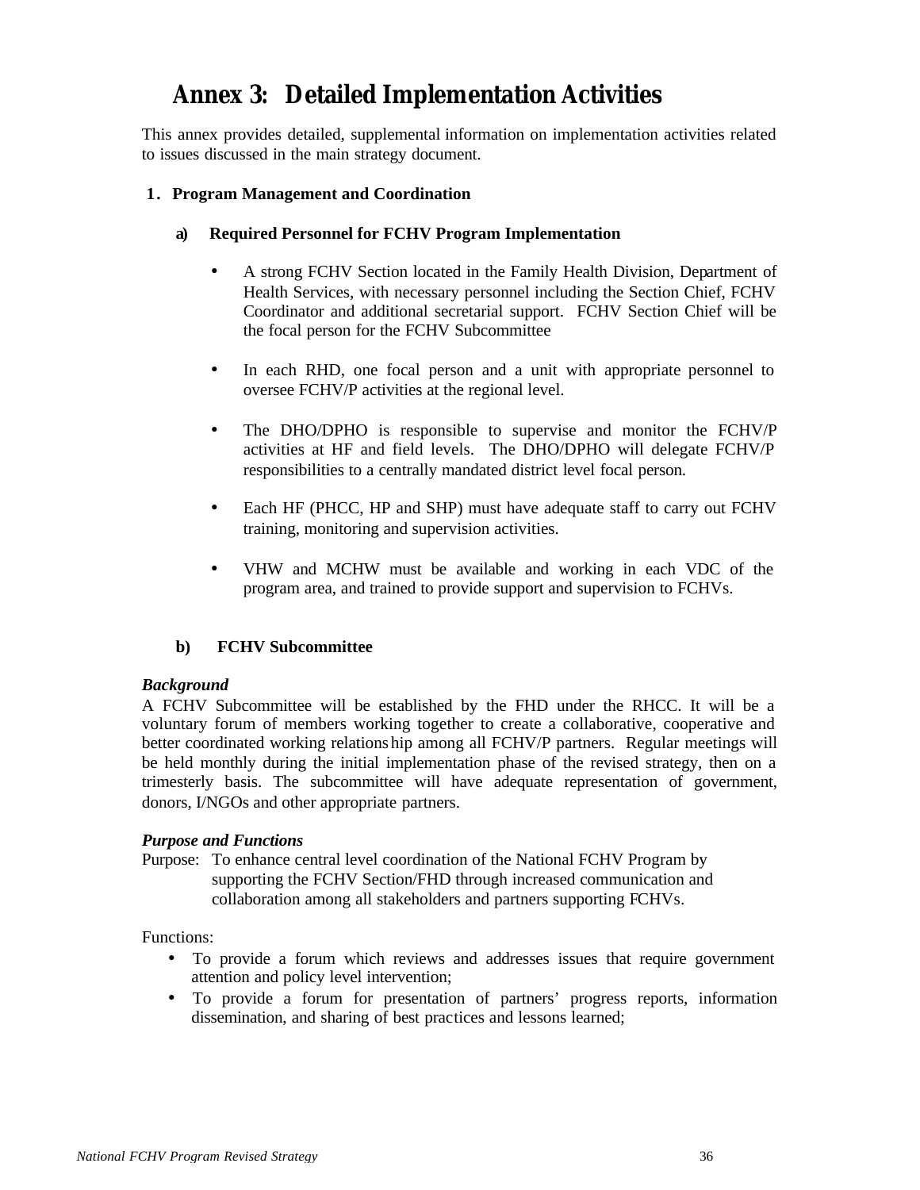# Annex 3: Detailed Implementation Activities

This annex provides detailed, supplemental information on implementation activities related to issues discussed in the main strategy document.

## 1. Program Management and Coordination

### a) Required Personnel for FCHV Program Implementation

- A strong FCHV Section located in the Family Health Division, Department of Health Services, with necessary personnel including the Section Chief, FCHV Coordinator and additional secretarial support. FCHV Section Chief will be the focal person for the FCHV Subcommittee

- In each RHD, one focal person and a unit with appropriate personnel to oversee FCHV/P activities at the regional level.

- The DHO/DPHO is responsible to supervise and monitor the FCHV/P activities at HF and field levels. The DHO/DPHO will delegate FCHV/P responsibilities to a centrally mandated district level focal person.

- Each HF (PHCC, HP and SHP) must have adequate staff to carry out FCHV training, monitoring and supervision activities.

- VHW and MCHW must be available and working in each VDC of the program area, and trained to provide support and supervision to FCHVs.

### b) FCHV Subcommittee

***Background***

A FCHV Subcommittee will be established by the FHD under the RHCC. It will be a voluntary forum of members working together to create a collaborative, cooperative and better coordinated working relationship among all FCHV/P partners. Regular meetings will be held monthly during the initial implementation phase of the revised strategy, then on a trimesterly basis. The subcommittee will have adequate representation of government, donors, I/NGOs and other appropriate partners.

***Purpose and Functions***

Purpose: To enhance central level coordination of the National FCHV Program by supporting the FCHV Section/FHD through increased communication and collaboration among all stakeholders and partners supporting FCHVs.

Functions:

- To provide a forum which reviews and addresses issues that require government attention and policy level intervention;
- To provide a forum for presentation of partners' progress reports, information dissemination, and sharing of best practices and lessons learned;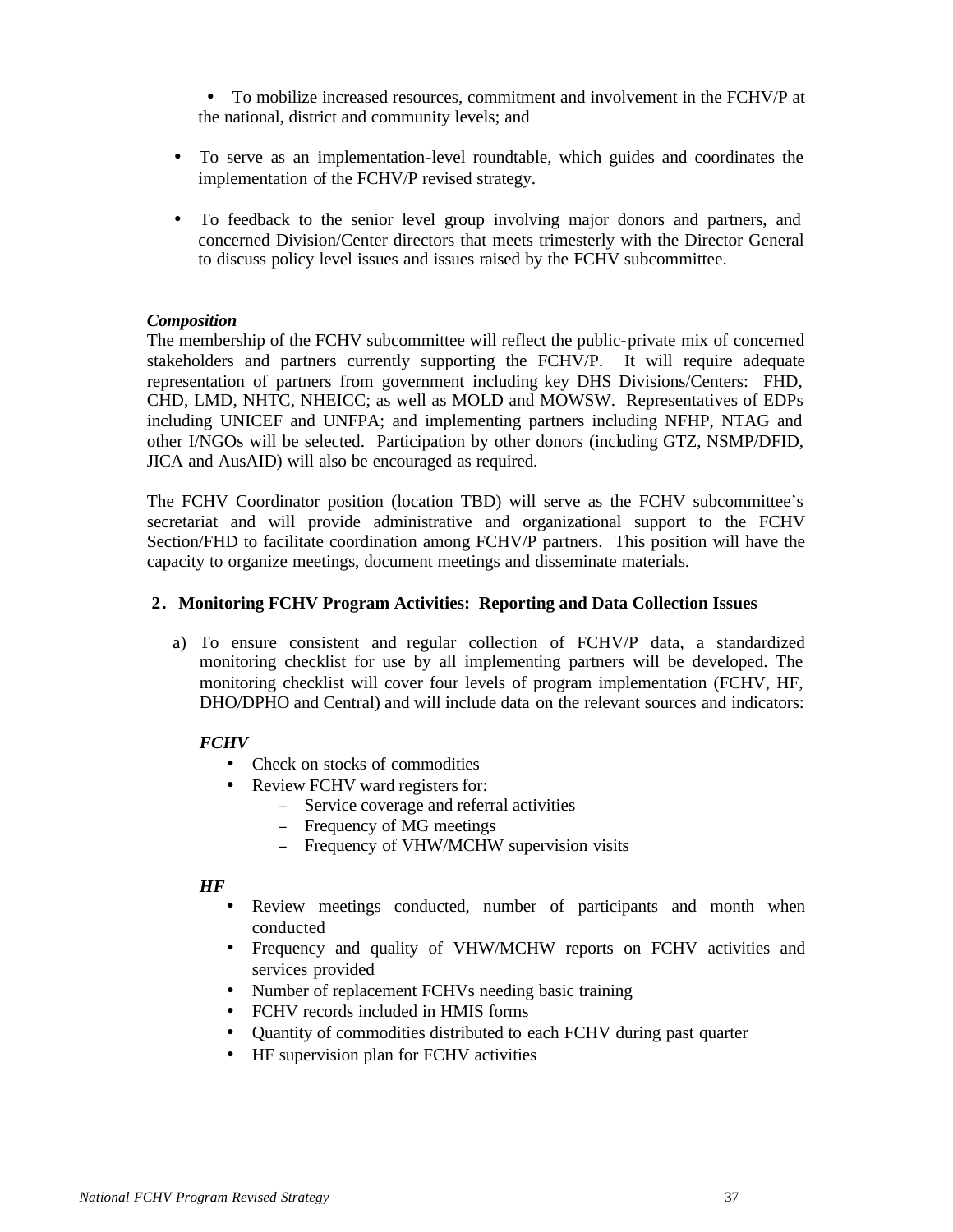- To mobilize increased resources, commitment and involvement in the FCHV/P at the national, district and community levels; and

- To serve as an implementation-level roundtable, which guides and coordinates the implementation of the FCHV/P revised strategy.

- To feedback to the senior level group involving major donors and partners, and concerned Division/Center directors that meets trimesterly with the Director General to discuss policy level issues and issues raised by the FCHV subcommittee.

***Composition***

The membership of the FCHV subcommittee will reflect the public-private mix of concerned stakeholders and partners currently supporting the FCHV/P. It will require adequate representation of partners from government including key DHS Divisions/Centers: FHD, CHD, LMD, NHTC, NHEICC; as well as MOLD and MOWSW. Representatives of EDPs including UNICEF and UNFPA; and implementing partners including NFHP, NTAG and other I/NGOs will be selected. Participation by other donors (including GTZ, NSMP/DFID, JICA and AusAID) will also be encouraged as required.

The FCHV Coordinator position (location TBD) will serve as the FCHV subcommittee's secretariat and will provide administrative and organizational support to the FCHV Section/FHD to facilitate coordination among FCHV/P partners. This position will have the capacity to organize meetings, document meetings and disseminate materials.

**2. Monitoring FCHV Program Activities: Reporting and Data Collection Issues**

a) To ensure consistent and regular collection of FCHV/P data, a standardized monitoring checklist for use by all implementing partners will be developed. The monitoring checklist will cover four levels of program implementation (FCHV, HF, DHO/DPHO and Central) and will include data on the relevant sources and indicators:

***FCHV***

- Check on stocks of commodities
- Review FCHV ward registers for:
  - Service coverage and referral activities
  - Frequency of MG meetings
  - Frequency of VHW/MCHW supervision visits

***HF***

- Review meetings conducted, number of participants and month when conducted
- Frequency and quality of VHW/MCHW reports on FCHV activities and services provided
- Number of replacement FCHVs needing basic training
- FCHV records included in HMIS forms
- Quantity of commodities distributed to each FCHV during past quarter
- HF supervision plan for FCHV activities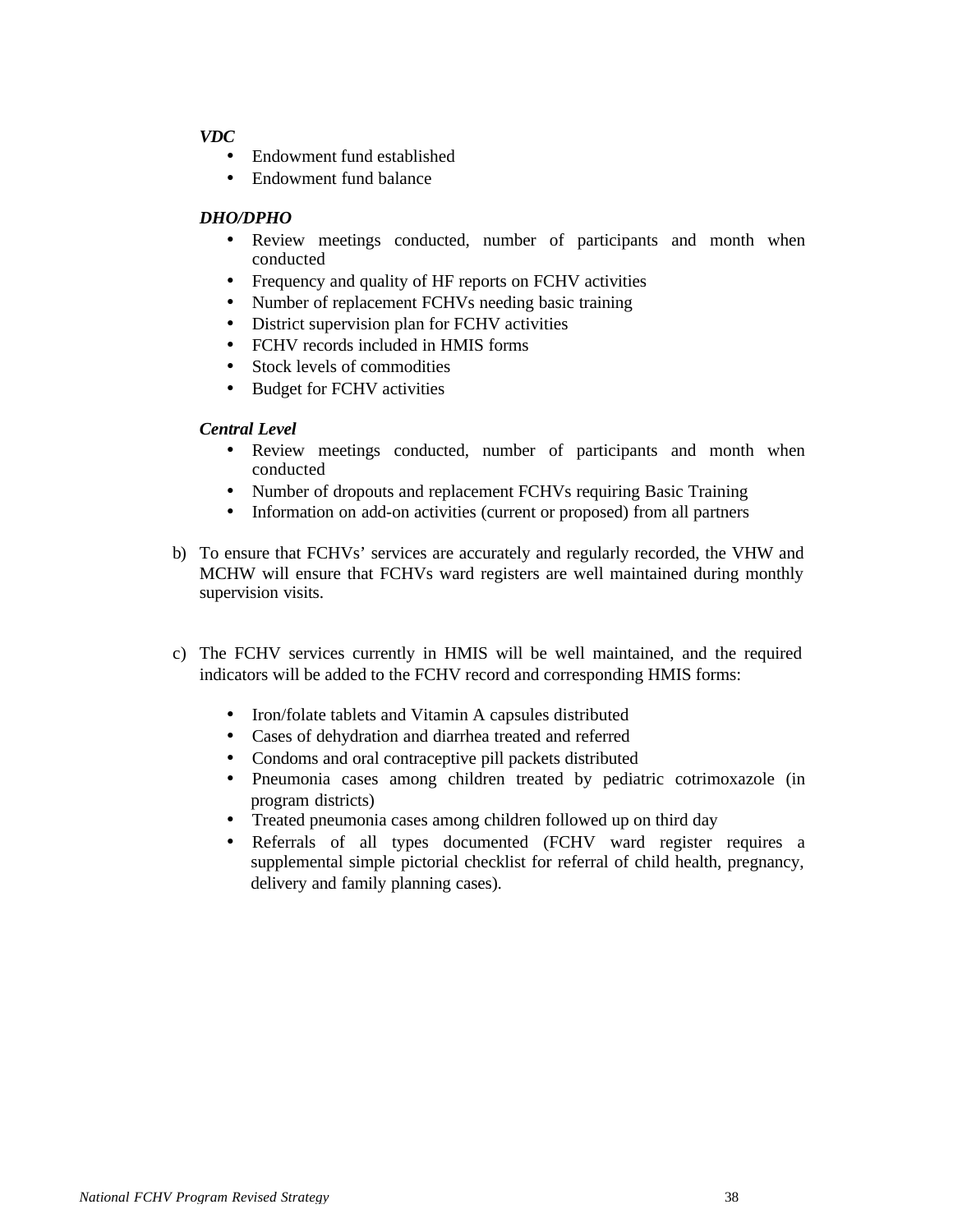***VDC***

- Endowment fund established
- Endowment fund balance

***DHO/DPHO***

- Review meetings conducted, number of participants and month when conducted
- Frequency and quality of HF reports on FCHV activities
- Number of replacement FCHVs needing basic training
- District supervision plan for FCHV activities
- FCHV records included in HMIS forms
- Stock levels of commodities
- Budget for FCHV activities

***Central Level***

- Review meetings conducted, number of participants and month when conducted
- Number of dropouts and replacement FCHVs requiring Basic Training
- Information on add-on activities (current or proposed) from all partners

b) To ensure that FCHVs' services are accurately and regularly recorded, the VHW and MCHW will ensure that FCHVs ward registers are well maintained during monthly supervision visits.

c) The FCHV services currently in HMIS will be well maintained, and the required indicators will be added to the FCHV record and corresponding HMIS forms:

- Iron/folate tablets and Vitamin A capsules distributed
- Cases of dehydration and diarrhea treated and referred
- Condoms and oral contraceptive pill packets distributed
- Pneumonia cases among children treated by pediatric cotrimoxazole (in program districts)
- Treated pneumonia cases among children followed up on third day
- Referrals of all types documented (FCHV ward register requires a supplemental simple pictorial checklist for referral of child health, pregnancy, delivery and family planning cases).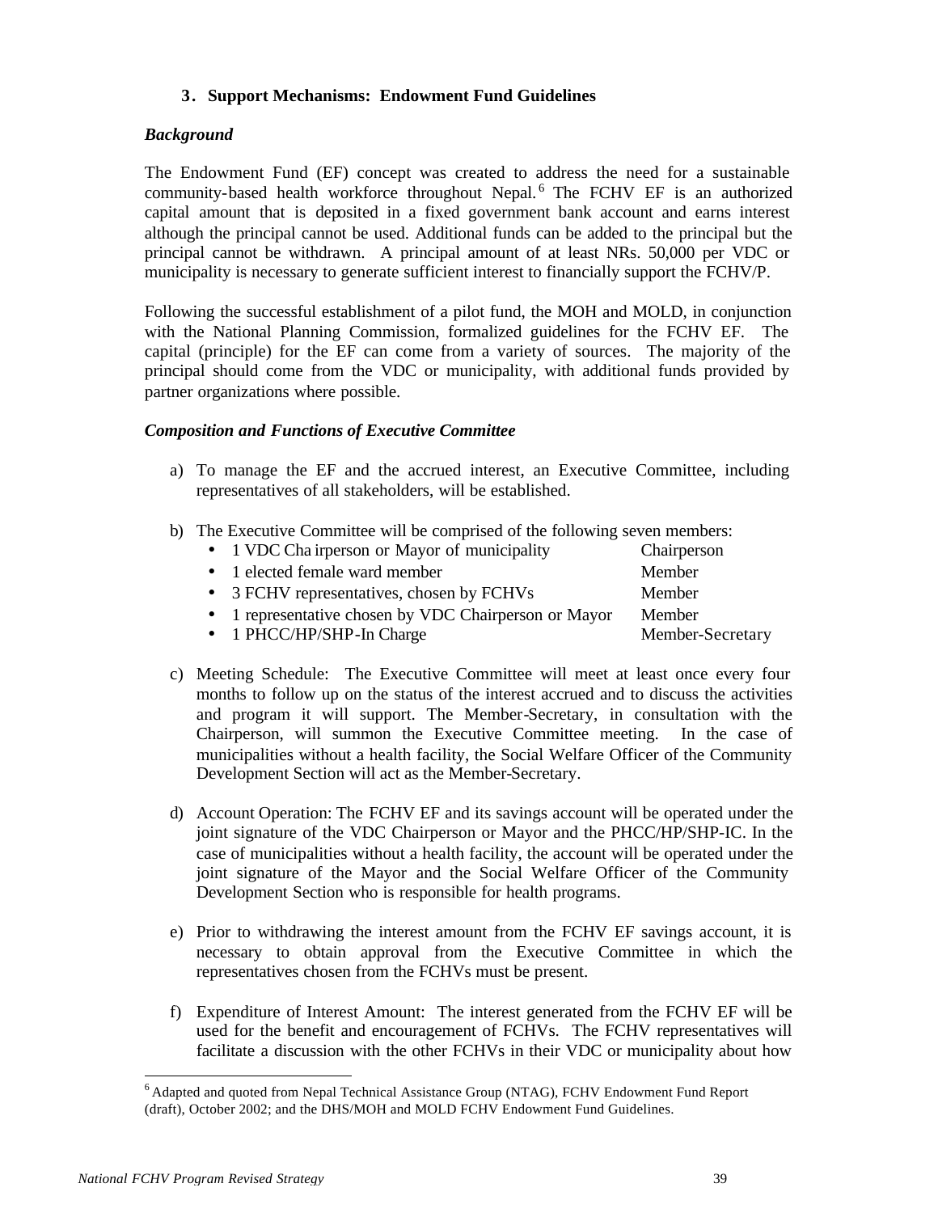### 3. Support Mechanisms: Endowment Fund Guidelines

***Background***

The Endowment Fund (EF) concept was created to address the need for a sustainable community-based health workforce throughout Nepal.[6] The FCHV EF is an authorized capital amount that is deposited in a fixed government bank account and earns interest although the principal cannot be used. Additional funds can be added to the principal but the principal cannot be withdrawn. A principal amount of at least NRs. 50,000 per VDC or municipality is necessary to generate sufficient interest to financially support the FCHV/P.

Following the successful establishment of a pilot fund, the MOH and MOLD, in conjunction with the National Planning Commission, formalized guidelines for the FCHV EF. The capital (principle) for the EF can come from a variety of sources. The majority of the principal should come from the VDC or municipality, with additional funds provided by partner organizations where possible.

***Composition and Functions of Executive Committee***

a) To manage the EF and the accrued interest, an Executive Committee, including representatives of all stakeholders, will be established.

b) The Executive Committee will be comprised of the following seven members:

| | |
|---|---|
| • 1 VDC Chairperson or Mayor of municipality | Chairperson |
| • 1 elected female ward member | Member |
| • 3 FCHV representatives, chosen by FCHVs | Member |
| • 1 representative chosen by VDC Chairperson or Mayor | Member |
| • 1 PHCC/HP/SHP-In Charge | Member-Secretary |

c) Meeting Schedule: The Executive Committee will meet at least once every four months to follow up on the status of the interest accrued and to discuss the activities and program it will support. The Member-Secretary, in consultation with the Chairperson, will summon the Executive Committee meeting. In the case of municipalities without a health facility, the Social Welfare Officer of the Community Development Section will act as the Member-Secretary.

d) Account Operation: The FCHV EF and its savings account will be operated under the joint signature of the VDC Chairperson or Mayor and the PHCC/HP/SHP-IC. In the case of municipalities without a health facility, the account will be operated under the joint signature of the Mayor and the Social Welfare Officer of the Community Development Section who is responsible for health programs.

e) Prior to withdrawing the interest amount from the FCHV EF savings account, it is necessary to obtain approval from the Executive Committee in which the representatives chosen from the FCHVs must be present.

f) Expenditure of Interest Amount: The interest generated from the FCHV EF will be used for the benefit and encouragement of FCHVs. The FCHV representatives will facilitate a discussion with the other FCHVs in their VDC or municipality about how

---

[6] Adapted and quoted from Nepal Technical Assistance Group (NTAG), FCHV Endowment Fund Report (draft), October 2002; and the DHS/MOH and MOLD FCHV Endowment Fund Guidelines.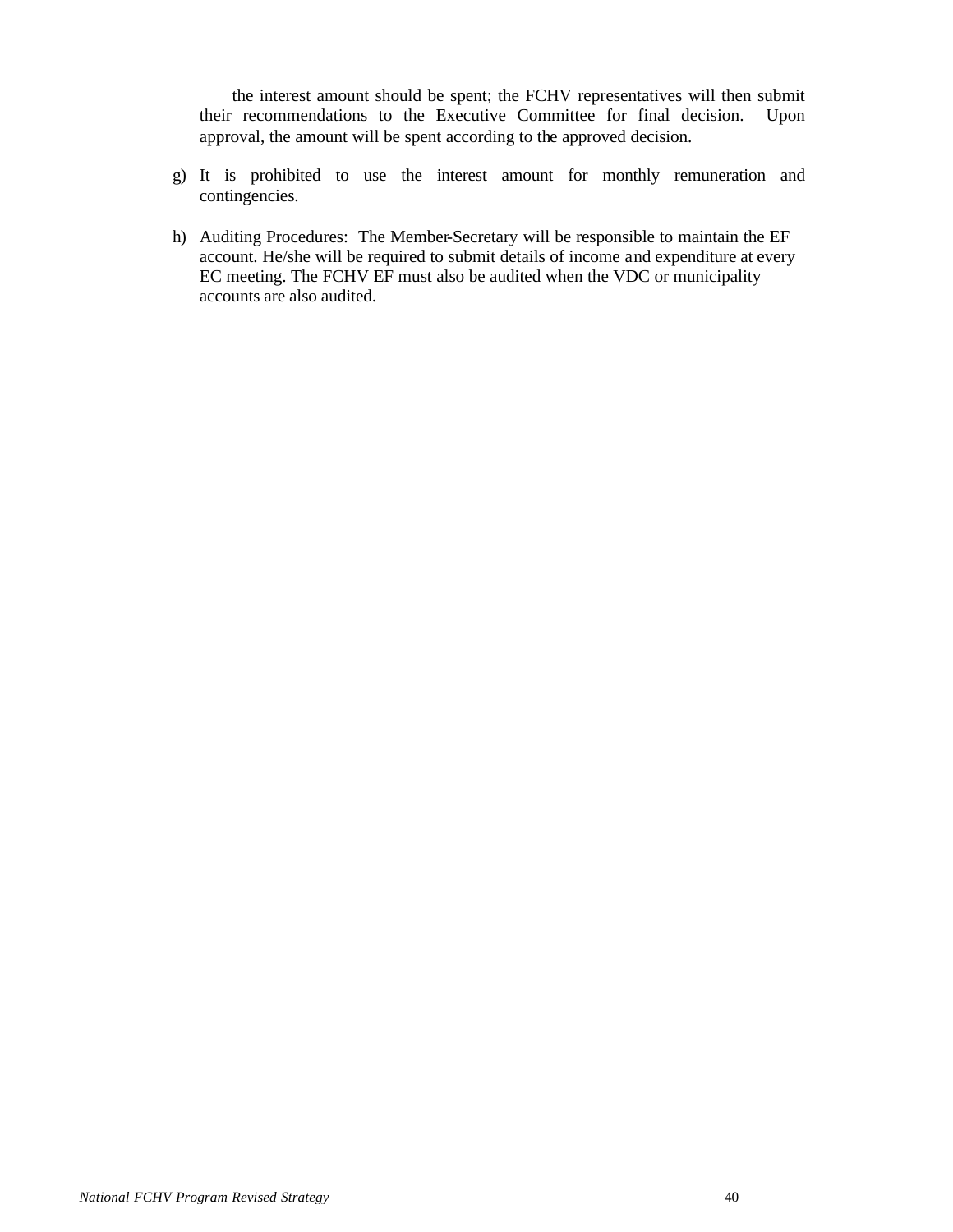the interest amount should be spent; the FCHV representatives will then submit their recommendations to the Executive Committee for final decision. Upon approval, the amount will be spent according to the approved decision.

g) It is prohibited to use the interest amount for monthly remuneration and contingencies.

h) Auditing Procedures: The Member-Secretary will be responsible to maintain the EF account. He/she will be required to submit details of income and expenditure at every EC meeting. The FCHV EF must also be audited when the VDC or municipality accounts are also audited.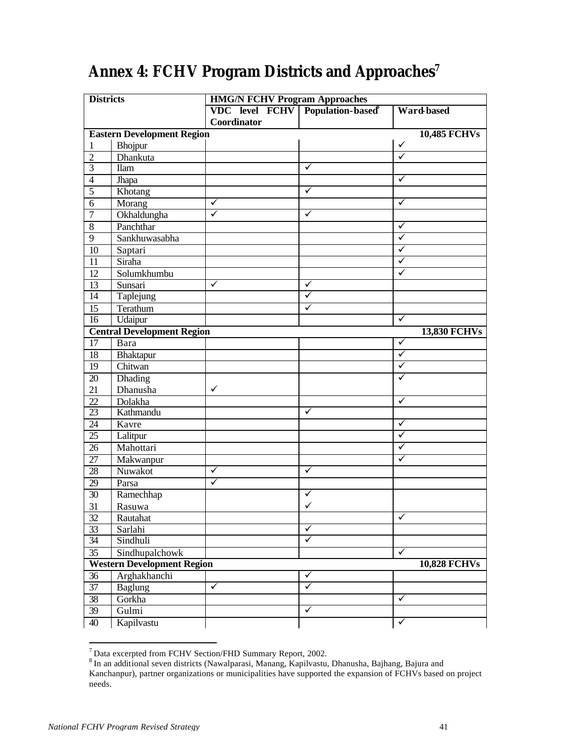# Annex 4: FCHV Program Districts and Approaches[7]

| Districts | | HMG/N FCHV Program Approaches | | |
|---|---|---|---|---|
| | | VDC level FCHV Coordinator | Population-based[8] | Ward-based |
| **Eastern Development Region** | | | | **10,485 FCHVs** |
| 1 | Bhojpur | | | ✓ |
| 2 | Dhankuta | | | ✓ |
| 3 | Ilam | | ✓ | |
| 4 | Jhapa | | | ✓ |
| 5 | Khotang | | ✓ | |
| 6 | Morang | ✓ | | ✓ |
| 7 | Okhaldungha | ✓ | ✓ | |
| 8 | Panchthar | | | ✓ |
| 9 | Sankhuwasabha | | | ✓ |
| 10 | Saptari | | | ✓ |
| 11 | Siraha | | | ✓ |
| 12 | Solumkhumbu | | | ✓ |
| 13 | Sunsari | ✓ | ✓ | |
| 14 | Taplejung | | ✓ | |
| 15 | Terathum | | ✓ | |
| 16 | Udaipur | | | ✓ |
| **Central Development Region** | | | | **13,830 FCHVs** |
| 17 | Bara | | | ✓ |
| 18 | Bhaktapur | | | ✓ |
| 19 | Chitwan | | | ✓ |
| 20 | Dhading | | | ✓ |
| 21 | Dhanusha | ✓ | | |
| 22 | Dolakha | | | ✓ |
| 23 | Kathmandu | | ✓ | |
| 24 | Kavre | | | ✓ |
| 25 | Lalitpur | | | ✓ |
| 26 | Mahottari | | | ✓ |
| 27 | Makwanpur | | | ✓ |
| 28 | Nuwakot | ✓ | ✓ | |
| 29 | Parsa | ✓ | | |
| 30 | Ramechhap | | ✓ | |
| 31 | Rasuwa | | ✓ | |
| 32 | Rautahat | | | ✓ |
| 33 | Sarlahi | | ✓ | |
| 34 | Sindhuli | | ✓ | |
| 35 | Sindhupalchowk | | | ✓ |
| **Western Development Region** | | | | **10,828 FCHVs** |
| 36 | Arghakhanchi | | ✓ | |
| 37 | Baglung | ✓ | ✓ | |
| 38 | Gorkha | | | ✓ |
| 39 | Gulmi | | ✓ | |
| 40 | Kapilvastu | | | ✓ |

[7] Data excerpted from FCHV Section/FHD Summary Report, 2002.

[8] In an additional seven districts (Nawalparasi, Manang, Kapilvastu, Dhanusha, Bajhang, Bajura and Kanchanpur), partner organizations or municipalities have supported the expansion of FCHVs based on project needs.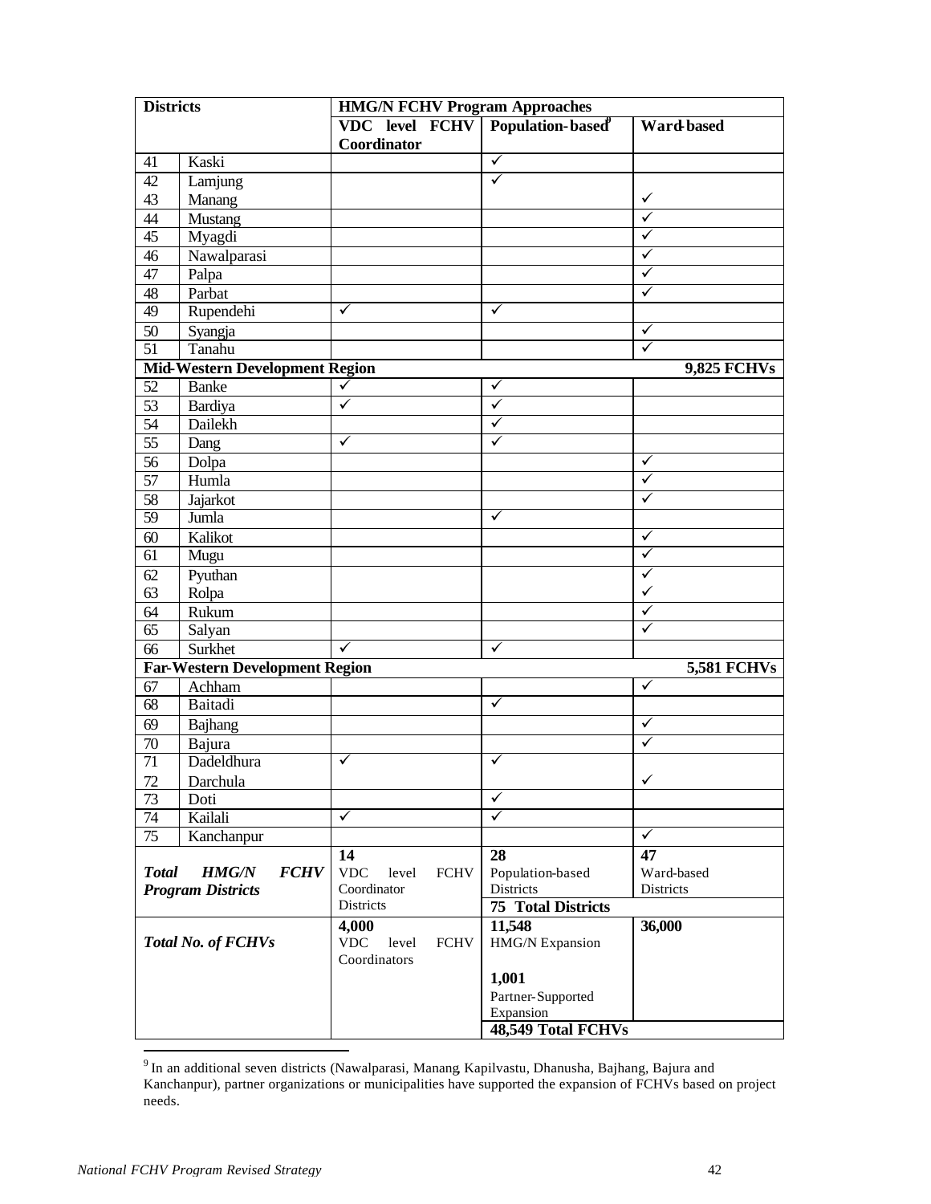| Districts | | HMG/N FCHV Program Approaches | | |
|---|---|---|---|---|
| | | VDC level FCHV Coordinator | Population-based[9] | Ward-based |
| 41 | Kaski | | ✓ | |
| 42 | Lamjung | | ✓ | |
| 43 | Manang | | | ✓ |
| 44 | Mustang | | | ✓ |
| 45 | Myagdi | | | ✓ |
| 46 | Nawalparasi | | | ✓ |
| 47 | Palpa | | | ✓ |
| 48 | Parbat | | | ✓ |
| 49 | Rupendehi | ✓ | ✓ | |
| 50 | Syangja | | | ✓ |
| 51 | Tanahu | | | ✓ |
| **Mid-Western Development Region** | | | | **9,825 FCHVs** |
| 52 | Banke | ✓ | ✓ | |
| 53 | Bardiya | ✓ | ✓ | |
| 54 | Dailekh | | ✓ | |
| 55 | Dang | ✓ | ✓ | |
| 56 | Dolpa | | | ✓ |
| 57 | Humla | | | ✓ |
| 58 | Jajarkot | | | ✓ |
| 59 | Jumla | | ✓ | |
| 60 | Kalikot | | | ✓ |
| 61 | Mugu | | | ✓ |
| 62 | Pyuthan | | | ✓ |
| 63 | Rolpa | | | ✓ |
| 64 | Rukum | | | ✓ |
| 65 | Salyan | | | ✓ |
| 66 | Surkhet | ✓ | ✓ | |
| **Far-Western Development Region** | | | | **5,581 FCHVs** |
| 67 | Achham | | | ✓ |
| 68 | Baitadi | | ✓ | |
| 69 | Bajhang | | | ✓ |
| 70 | Bajura | | | ✓ |
| 71 | Dadeldhura | ✓ | ✓ | |
| 72 | Darchula | | | ✓ |
| 73 | Doti | | ✓ | |
| 74 | Kailali | ✓ | ✓ | |
| 75 | Kanchanpur | | | ✓ |
| ***Total HMG/N FCHV Program Districts*** | | **14** VDC level FCHV Coordinator Districts | **28** Population-based Districts | **47** Ward-based Districts |
| | | | **75 Total Districts** | |
| ***Total No. of FCHVs*** | | **4,000** VDC level FCHV Coordinators | **11,548** HMG/N Expansion; **1,001** Partner-Supported Expansion | **36,000** |
| | | | **48,549 Total FCHVs** | |

[9] In an additional seven districts (Nawalparasi, Manang, Kapilvastu, Dhanusha, Bajhang, Bajura and Kanchanpur), partner organizations or municipalities have supported the expansion of FCHVs based on project needs.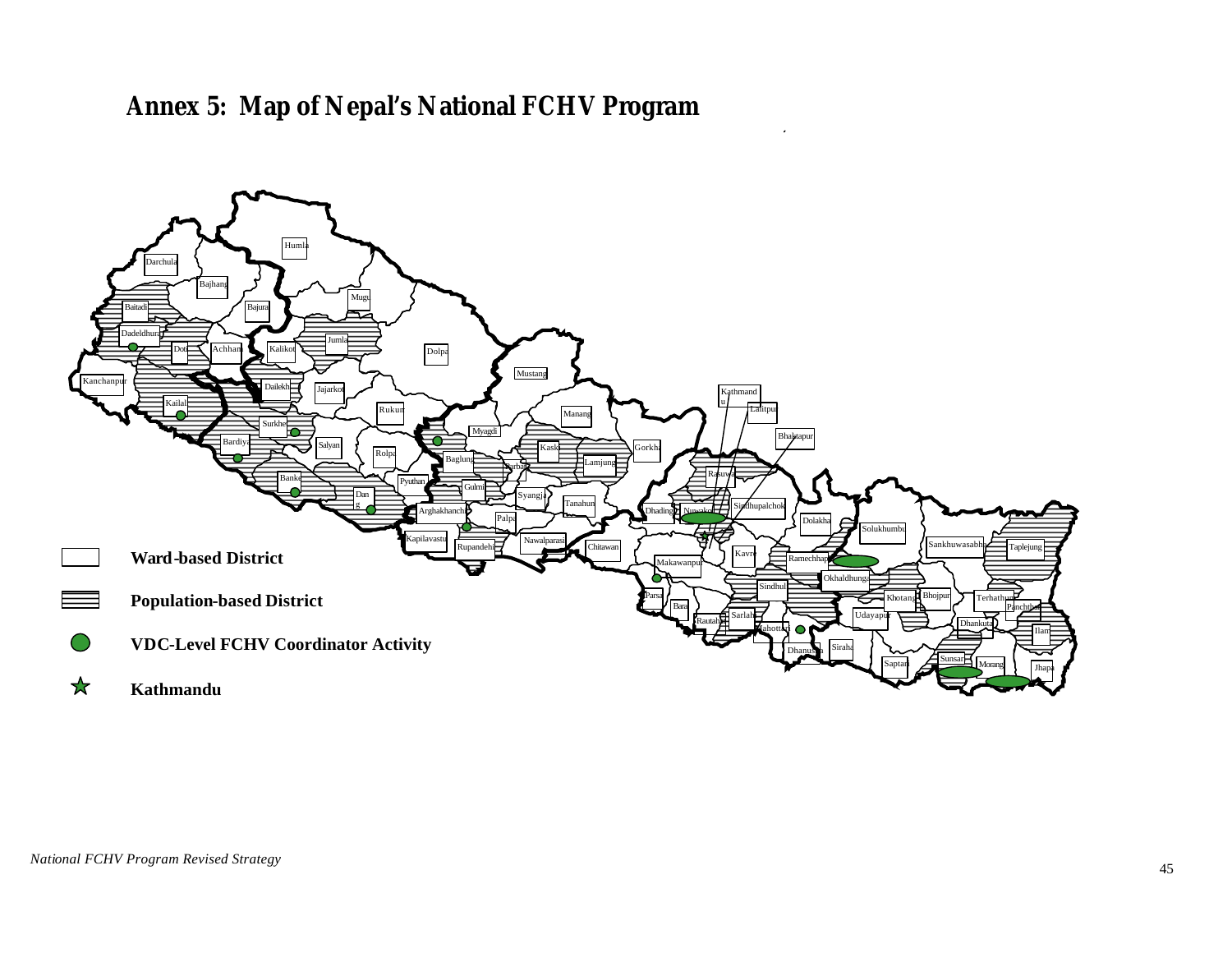# Annex 5: Map of Nepal's National FCHV Program

Humla, Darchula, Bajhang, Baitadi, Bajura, Mugu, Dadeldhura, Jumla, Doti, Achham, Kalikot, Dolpa, Mustang, Kanchanpur, Dailekh, Jajarkot, Kailali, Rukum, Manang, Surkhet, Myagdi, Bardiya, Salyan, Kaski, Gorkha, Rolpa, Baglung, Parbat, Lamjung, Banke, Pyuthan, Gulmi, Syangja, Dang, Tanahun, Arghakhanchi, Palpa, Kapilavastu, Rupandehi, Nawalparasi, Chitawan, Kathmandu, Lalitpur, Bhaktapur, Rasuwa, Dhading, Nuwakot, Sindhupalchok, Dolakha, Solukhumbu, Sankhuwasabha, Taplejung, Makawanpur, Kavre, Ramechhap, Okhaldhunga, Sindhuli, Khotang, Bhojpur, Terhathum, Panchthar, Parsa, Bara, Rautahat, Sarlahi, Mahottari, Udayapur, Dhankuta, Ilam, Dhanusha, Siraha, Saptari, Sunsari, Morang, Jhapa

- Ward-based District
- Population-based District
- VDC-Level FCHV Coordinator Activity
- Kathmandu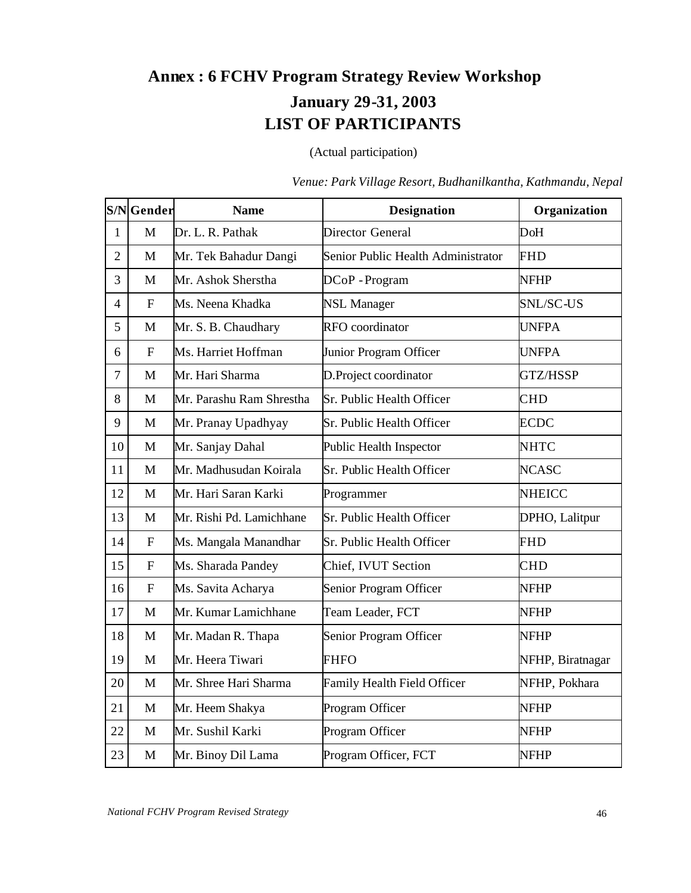# Annex : 6 FCHV Program Strategy Review Workshop

## January 29-31, 2003

## LIST OF PARTICIPANTS

(Actual participation)

*Venue: Park Village Resort, Budhanilkantha, Kathmandu, Nepal*

| S/N | Gender | Name | Designation | Organization |
|---|---|---|---|---|
| 1 | M | Dr. L. R. Pathak | Director General | DoH |
| 2 | M | Mr. Tek Bahadur Dangi | Senior Public Health Administrator | FHD |
| 3 | M | Mr. Ashok Sherstha | DCoP - Program | NFHP |
| 4 | F | Ms. Neena Khadka | NSL Manager | SNL/SC-US |
| 5 | M | Mr. S. B. Chaudhary | RFO coordinator | UNFPA |
| 6 | F | Ms. Harriet Hoffman | Junior Program Officer | UNFPA |
| 7 | M | Mr. Hari Sharma | D.Project coordinator | GTZ/HSSP |
| 8 | M | Mr. Parashu Ram Shrestha | Sr. Public Health Officer | CHD |
| 9 | M | Mr. Pranay Upadhyay | Sr. Public Health Officer | ECDC |
| 10 | M | Mr. Sanjay Dahal | Public Health Inspector | NHTC |
| 11 | M | Mr. Madhusudan Koirala | Sr. Public Health Officer | NCASC |
| 12 | M | Mr. Hari Saran Karki | Programmer | NHEICC |
| 13 | M | Mr. Rishi Pd. Lamichhane | Sr. Public Health Officer | DPHO, Lalitpur |
| 14 | F | Ms. Mangala Manandhar | Sr. Public Health Officer | FHD |
| 15 | F | Ms. Sharada Pandey | Chief, IVUT Section | CHD |
| 16 | F | Ms. Savita Acharya | Senior Program Officer | NFHP |
| 17 | M | Mr. Kumar Lamichhane | Team Leader, FCT | NFHP |
| 18 | M | Mr. Madan R. Thapa | Senior Program Officer | NFHP |
| 19 | M | Mr. Heera Tiwari | FHFO | NFHP, Biratnagar |
| 20 | M | Mr. Shree Hari Sharma | Family Health Field Officer | NFHP, Pokhara |
| 21 | M | Mr. Heem Shakya | Program Officer | NFHP |
| 22 | M | Mr. Sushil Karki | Program Officer | NFHP |
| 23 | M | Mr. Binoy Dil Lama | Program Officer, FCT | NFHP |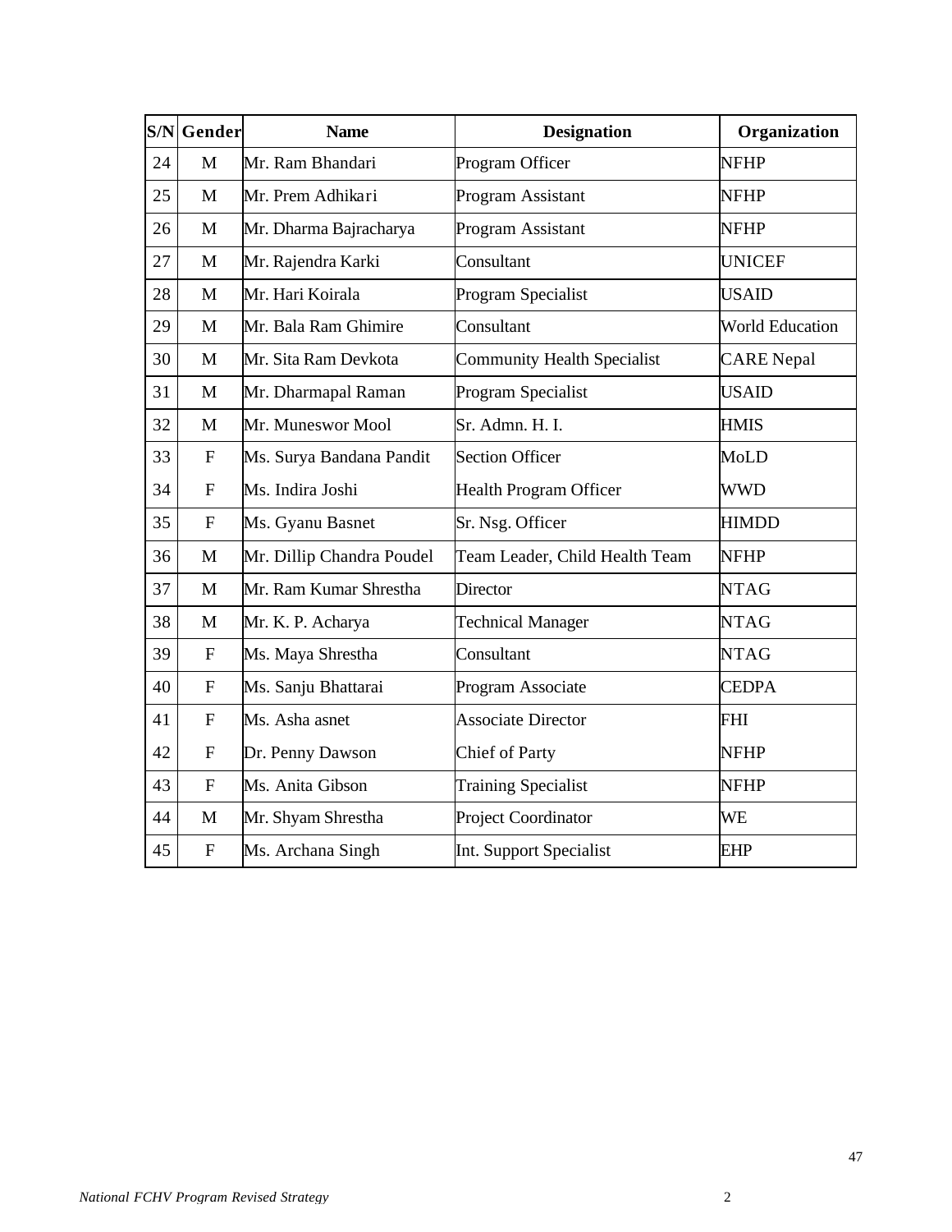| S/N | Gender | Name | Designation | Organization |
|---|---|---|---|---|
| 24 | M | Mr. Ram Bhandari | Program Officer | NFHP |
| 25 | M | Mr. Prem Adhikari | Program Assistant | NFHP |
| 26 | M | Mr. Dharma Bajracharya | Program Assistant | NFHP |
| 27 | M | Mr. Rajendra Karki | Consultant | UNICEF |
| 28 | M | Mr. Hari Koirala | Program Specialist | USAID |
| 29 | M | Mr. Bala Ram Ghimire | Consultant | World Education |
| 30 | M | Mr. Sita Ram Devkota | Community Health Specialist | CARE Nepal |
| 31 | M | Mr. Dharmapal Raman | Program Specialist | USAID |
| 32 | M | Mr. Muneswor Mool | Sr. Admn. H. I. | HMIS |
| 33 | F | Ms. Surya Bandana Pandit | Section Officer | MoLD |
| 34 | F | Ms. Indira Joshi | Health Program Officer | WWD |
| 35 | F | Ms. Gyanu Basnet | Sr. Nsg. Officer | HIMDD |
| 36 | M | Mr. Dillip Chandra Poudel | Team Leader, Child Health Team | NFHP |
| 37 | M | Mr. Ram Kumar Shrestha | Director | NTAG |
| 38 | M | Mr. K. P. Acharya | Technical Manager | NTAG |
| 39 | F | Ms. Maya Shrestha | Consultant | NTAG |
| 40 | F | Ms. Sanju Bhattarai | Program Associate | CEDPA |
| 41 | F | Ms. Asha asnet | Associate Director | FHI |
| 42 | F | Dr. Penny Dawson | Chief of Party | NFHP |
| 43 | F | Ms. Anita Gibson | Training Specialist | NFHP |
| 44 | M | Mr. Shyam Shrestha | Project Coordinator | WE |
| 45 | F | Ms. Archana Singh | Int. Support Specialist | EHP |